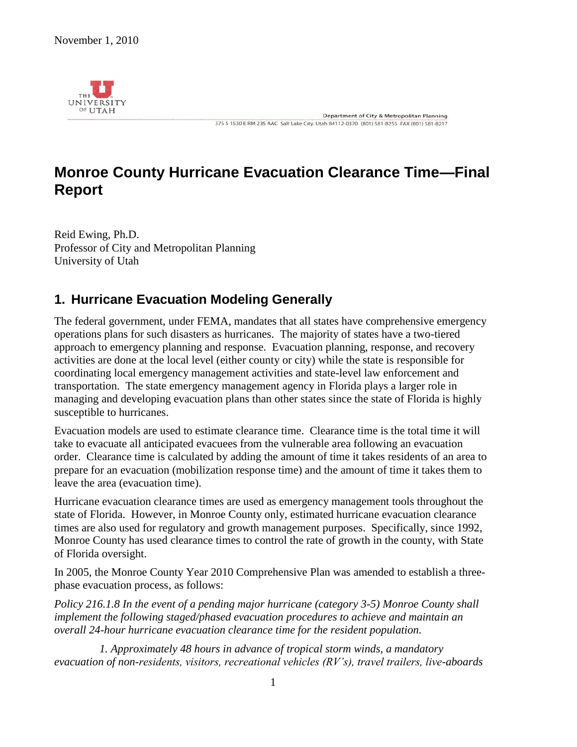November 1, 2010

THE UNIVERSITY OF UTAH

Department of City & Metropolitan Planning
375 S 1530 E RM 235 AAC Salt Lake City, Utah 84112-0370 (801) 581-8255 FAX (801) 581-8217

# Monroe County Hurricane Evacuation Clearance Time—Final Report

Reid Ewing, Ph.D.
Professor of City and Metropolitan Planning
University of Utah

## 1. Hurricane Evacuation Modeling Generally

The federal government, under FEMA, mandates that all states have comprehensive emergency operations plans for such disasters as hurricanes. The majority of states have a two-tiered approach to emergency planning and response. Evacuation planning, response, and recovery activities are done at the local level (either county or city) while the state is responsible for coordinating local emergency management activities and state-level law enforcement and transportation. The state emergency management agency in Florida plays a larger role in managing and developing evacuation plans than other states since the state of Florida is highly susceptible to hurricanes.

Evacuation models are used to estimate clearance time. Clearance time is the total time it will take to evacuate all anticipated evacuees from the vulnerable area following an evacuation order. Clearance time is calculated by adding the amount of time it takes residents of an area to prepare for an evacuation (mobilization response time) and the amount of time it takes them to leave the area (evacuation time).

Hurricane evacuation clearance times are used as emergency management tools throughout the state of Florida. However, in Monroe County only, estimated hurricane evacuation clearance times are also used for regulatory and growth management purposes. Specifically, since 1992, Monroe County has used clearance times to control the rate of growth in the county, with State of Florida oversight.

In 2005, the Monroe County Year 2010 Comprehensive Plan was amended to establish a three-phase evacuation process, as follows:

*Policy 216.1.8 In the event of a pending major hurricane (category 3-5) Monroe County shall implement the following staged/phased evacuation procedures to achieve and maintain an overall 24-hour hurricane evacuation clearance time for the resident population.*

*1. Approximately 48 hours in advance of tropical storm winds, a mandatory evacuation of non-residents, visitors, recreational vehicles (RV's), travel trailers, live-aboards*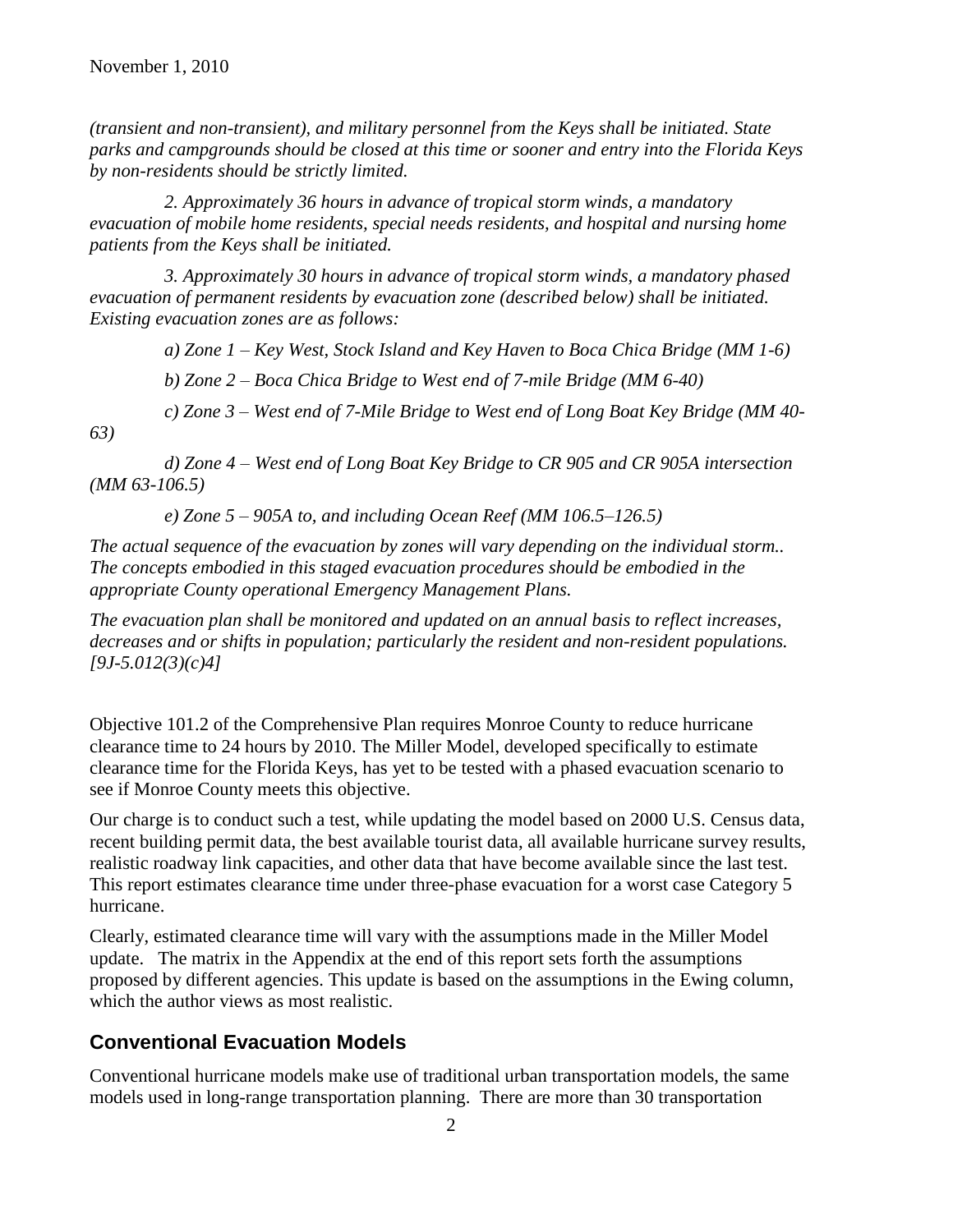*(transient and non-transient), and military personnel from the Keys shall be initiated. State parks and campgrounds should be closed at this time or sooner and entry into the Florida Keys by non-residents should be strictly limited.*

*2. Approximately 36 hours in advance of tropical storm winds, a mandatory evacuation of mobile home residents, special needs residents, and hospital and nursing home patients from the Keys shall be initiated.*

*3. Approximately 30 hours in advance of tropical storm winds, a mandatory phased evacuation of permanent residents by evacuation zone (described below) shall be initiated. Existing evacuation zones are as follows:*

*a) Zone 1 – Key West, Stock Island and Key Haven to Boca Chica Bridge (MM 1-6)*

*b) Zone 2 – Boca Chica Bridge to West end of 7-mile Bridge (MM 6-40)*

*c) Zone 3 – West end of 7-Mile Bridge to West end of Long Boat Key Bridge (MM 40-63)*

*d) Zone 4 – West end of Long Boat Key Bridge to CR 905 and CR 905A intersection (MM 63-106.5)*

*e) Zone 5 – 905A to, and including Ocean Reef (MM 106.5–126.5)*

*The actual sequence of the evacuation by zones will vary depending on the individual storm.. The concepts embodied in this staged evacuation procedures should be embodied in the appropriate County operational Emergency Management Plans.*

*The evacuation plan shall be monitored and updated on an annual basis to reflect increases, decreases and or shifts in population; particularly the resident and non-resident populations. [9J-5.012(3)(c)4]*

Objective 101.2 of the Comprehensive Plan requires Monroe County to reduce hurricane clearance time to 24 hours by 2010. The Miller Model, developed specifically to estimate clearance time for the Florida Keys, has yet to be tested with a phased evacuation scenario to see if Monroe County meets this objective.

Our charge is to conduct such a test, while updating the model based on 2000 U.S. Census data, recent building permit data, the best available tourist data, all available hurricane survey results, realistic roadway link capacities, and other data that have become available since the last test. This report estimates clearance time under three-phase evacuation for a worst case Category 5 hurricane.

Clearly, estimated clearance time will vary with the assumptions made in the Miller Model update. The matrix in the Appendix at the end of this report sets forth the assumptions proposed by different agencies. This update is based on the assumptions in the Ewing column, which the author views as most realistic.

## Conventional Evacuation Models

Conventional hurricane models make use of traditional urban transportation models, the same models used in long-range transportation planning. There are more than 30 transportation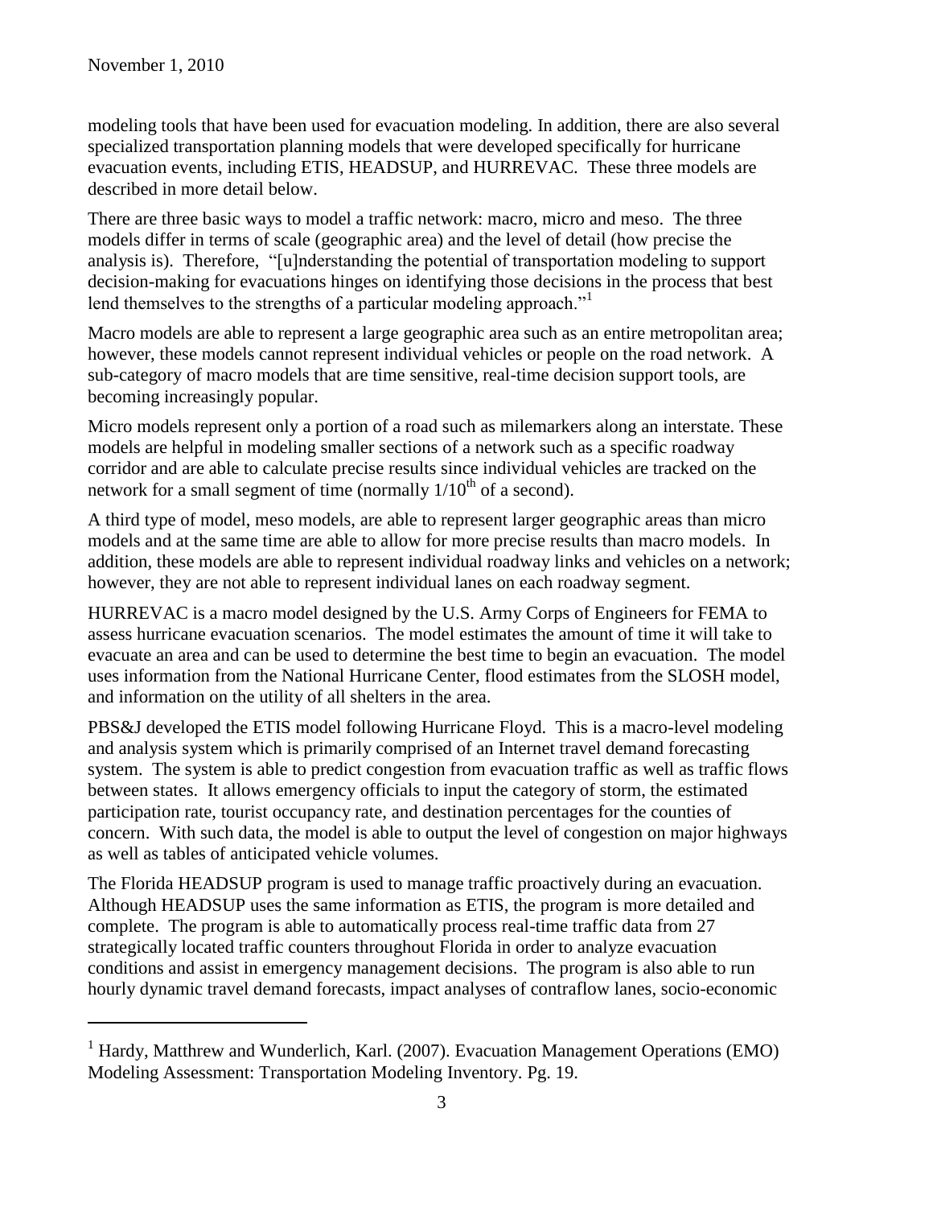modeling tools that have been used for evacuation modeling. In addition, there are also several specialized transportation planning models that were developed specifically for hurricane evacuation events, including ETIS, HEADSUP, and HURREVAC. These three models are described in more detail below.

There are three basic ways to model a traffic network: macro, micro and meso. The three models differ in terms of scale (geographic area) and the level of detail (how precise the analysis is). Therefore, "[u]nderstanding the potential of transportation modeling to support decision-making for evacuations hinges on identifying those decisions in the process that best lend themselves to the strengths of a particular modeling approach."[1]

Macro models are able to represent a large geographic area such as an entire metropolitan area; however, these models cannot represent individual vehicles or people on the road network. A sub-category of macro models that are time sensitive, real-time decision support tools, are becoming increasingly popular.

Micro models represent only a portion of a road such as milemarkers along an interstate. These models are helpful in modeling smaller sections of a network such as a specific roadway corridor and are able to calculate precise results since individual vehicles are tracked on the network for a small segment of time (normally $1/10^{th}$ of a second).

A third type of model, meso models, are able to represent larger geographic areas than micro models and at the same time are able to allow for more precise results than macro models. In addition, these models are able to represent individual roadway links and vehicles on a network; however, they are not able to represent individual lanes on each roadway segment.

HURREVAC is a macro model designed by the U.S. Army Corps of Engineers for FEMA to assess hurricane evacuation scenarios. The model estimates the amount of time it will take to evacuate an area and can be used to determine the best time to begin an evacuation. The model uses information from the National Hurricane Center, flood estimates from the SLOSH model, and information on the utility of all shelters in the area.

PBS&J developed the ETIS model following Hurricane Floyd. This is a macro-level modeling and analysis system which is primarily comprised of an Internet travel demand forecasting system. The system is able to predict congestion from evacuation traffic as well as traffic flows between states. It allows emergency officials to input the category of storm, the estimated participation rate, tourist occupancy rate, and destination percentages for the counties of concern. With such data, the model is able to output the level of congestion on major highways as well as tables of anticipated vehicle volumes.

The Florida HEADSUP program is used to manage traffic proactively during an evacuation. Although HEADSUP uses the same information as ETIS, the program is more detailed and complete. The program is able to automatically process real-time traffic data from 27 strategically located traffic counters throughout Florida in order to analyze evacuation conditions and assist in emergency management decisions. The program is also able to run hourly dynamic travel demand forecasts, impact analyses of contraflow lanes, socio-economic

---

[1] Hardy, Matthrew and Wunderlich, Karl. (2007). Evacuation Management Operations (EMO) Modeling Assessment: Transportation Modeling Inventory. Pg. 19.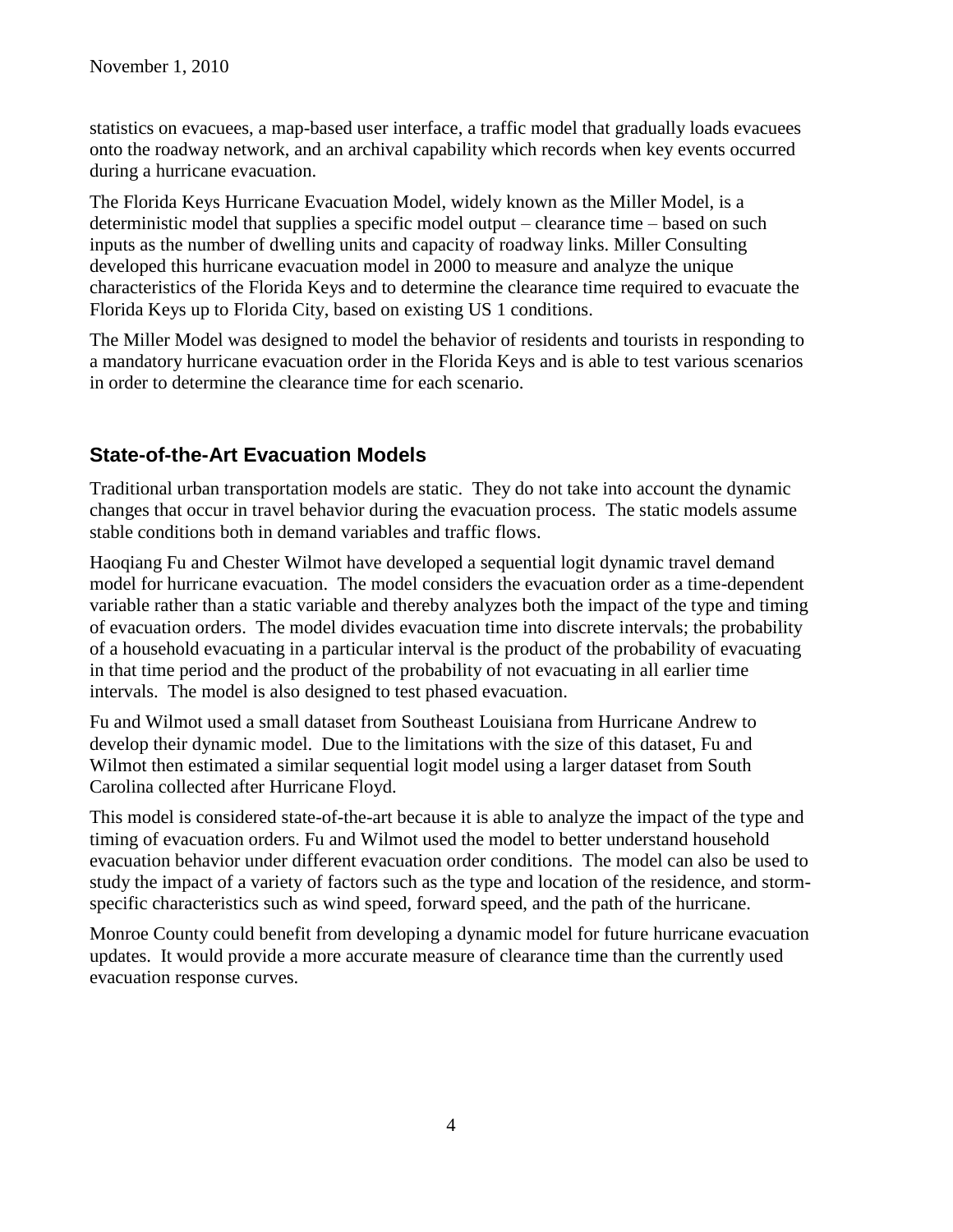statistics on evacuees, a map-based user interface, a traffic model that gradually loads evacuees onto the roadway network, and an archival capability which records when key events occurred during a hurricane evacuation.

The Florida Keys Hurricane Evacuation Model, widely known as the Miller Model, is a deterministic model that supplies a specific model output – clearance time – based on such inputs as the number of dwelling units and capacity of roadway links. Miller Consulting developed this hurricane evacuation model in 2000 to measure and analyze the unique characteristics of the Florida Keys and to determine the clearance time required to evacuate the Florida Keys up to Florida City, based on existing US 1 conditions.

The Miller Model was designed to model the behavior of residents and tourists in responding to a mandatory hurricane evacuation order in the Florida Keys and is able to test various scenarios in order to determine the clearance time for each scenario.

## State-of-the-Art Evacuation Models

Traditional urban transportation models are static. They do not take into account the dynamic changes that occur in travel behavior during the evacuation process. The static models assume stable conditions both in demand variables and traffic flows.

Haoqiang Fu and Chester Wilmot have developed a sequential logit dynamic travel demand model for hurricane evacuation. The model considers the evacuation order as a time-dependent variable rather than a static variable and thereby analyzes both the impact of the type and timing of evacuation orders. The model divides evacuation time into discrete intervals; the probability of a household evacuating in a particular interval is the product of the probability of evacuating in that time period and the product of the probability of not evacuating in all earlier time intervals. The model is also designed to test phased evacuation.

Fu and Wilmot used a small dataset from Southeast Louisiana from Hurricane Andrew to develop their dynamic model. Due to the limitations with the size of this dataset, Fu and Wilmot then estimated a similar sequential logit model using a larger dataset from South Carolina collected after Hurricane Floyd.

This model is considered state-of-the-art because it is able to analyze the impact of the type and timing of evacuation orders. Fu and Wilmot used the model to better understand household evacuation behavior under different evacuation order conditions. The model can also be used to study the impact of a variety of factors such as the type and location of the residence, and storm-specific characteristics such as wind speed, forward speed, and the path of the hurricane.

Monroe County could benefit from developing a dynamic model for future hurricane evacuation updates. It would provide a more accurate measure of clearance time than the currently used evacuation response curves.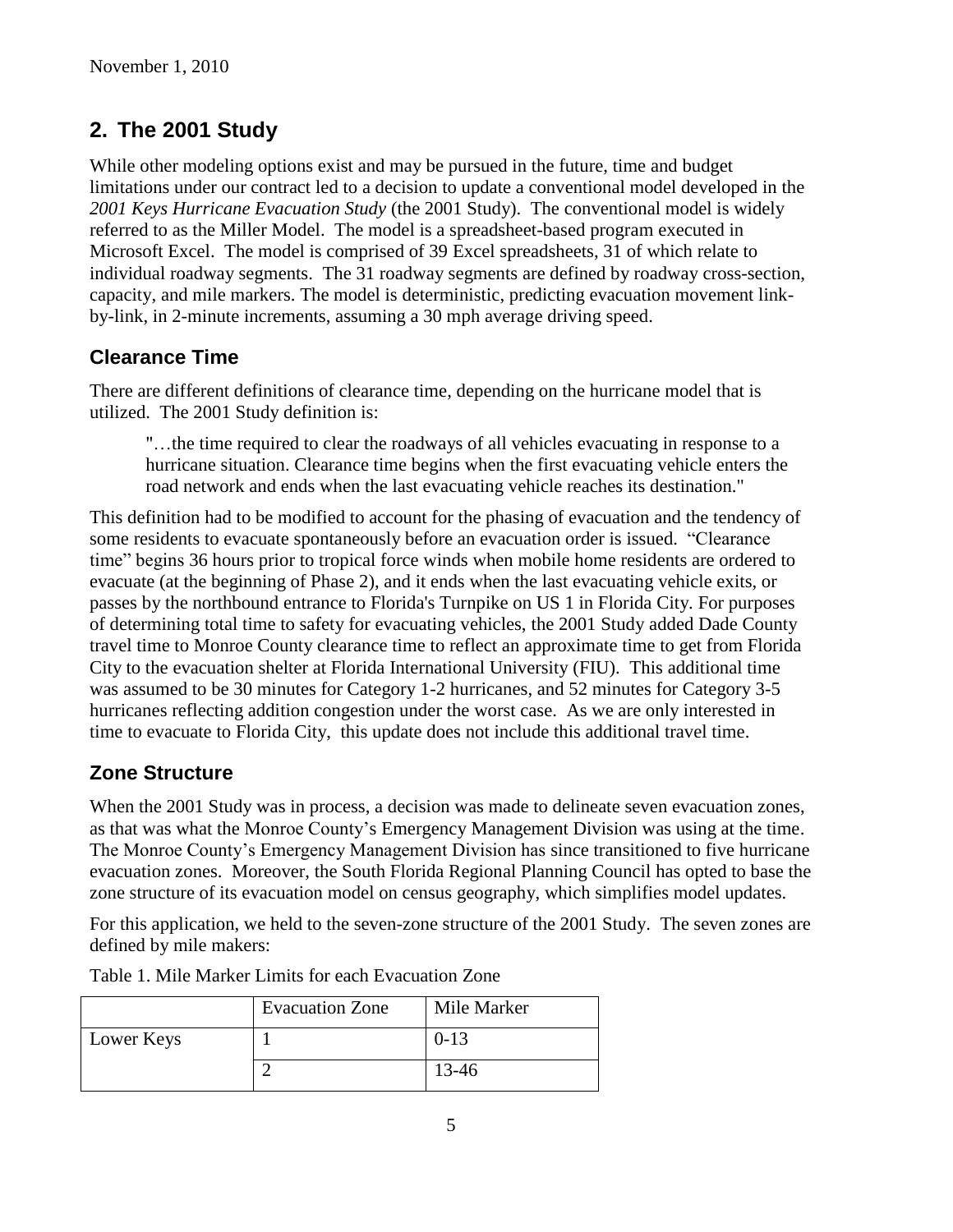## 2. The 2001 Study

While other modeling options exist and may be pursued in the future, time and budget limitations under our contract led to a decision to update a conventional model developed in the *2001 Keys Hurricane Evacuation Study* (the 2001 Study). The conventional model is widely referred to as the Miller Model. The model is a spreadsheet-based program executed in Microsoft Excel. The model is comprised of 39 Excel spreadsheets, 31 of which relate to individual roadway segments. The 31 roadway segments are defined by roadway cross-section, capacity, and mile markers. The model is deterministic, predicting evacuation movement link-by-link, in 2-minute increments, assuming a 30 mph average driving speed.

### Clearance Time

There are different definitions of clearance time, depending on the hurricane model that is utilized. The 2001 Study definition is:

> "…the time required to clear the roadways of all vehicles evacuating in response to a hurricane situation. Clearance time begins when the first evacuating vehicle enters the road network and ends when the last evacuating vehicle reaches its destination."

This definition had to be modified to account for the phasing of evacuation and the tendency of some residents to evacuate spontaneously before an evacuation order is issued. "Clearance time" begins 36 hours prior to tropical force winds when mobile home residents are ordered to evacuate (at the beginning of Phase 2), and it ends when the last evacuating vehicle exits, or passes by the northbound entrance to Florida's Turnpike on US 1 in Florida City. For purposes of determining total time to safety for evacuating vehicles, the 2001 Study added Dade County travel time to Monroe County clearance time to reflect an approximate time to get from Florida City to the evacuation shelter at Florida International University (FIU). This additional time was assumed to be 30 minutes for Category 1-2 hurricanes, and 52 minutes for Category 3-5 hurricanes reflecting addition congestion under the worst case. As we are only interested in time to evacuate to Florida City, this update does not include this additional travel time.

### Zone Structure

When the 2001 Study was in process, a decision was made to delineate seven evacuation zones, as that was what the Monroe County's Emergency Management Division was using at the time. The Monroe County's Emergency Management Division has since transitioned to five hurricane evacuation zones. Moreover, the South Florida Regional Planning Council has opted to base the zone structure of its evacuation model on census geography, which simplifies model updates.

For this application, we held to the seven-zone structure of the 2001 Study. The seven zones are defined by mile makers:

Table 1. Mile Marker Limits for each Evacuation Zone

| | Evacuation Zone | Mile Marker |
|---|---|---|
| Lower Keys | 1 | 0-13 |
| | 2 | 13-46 |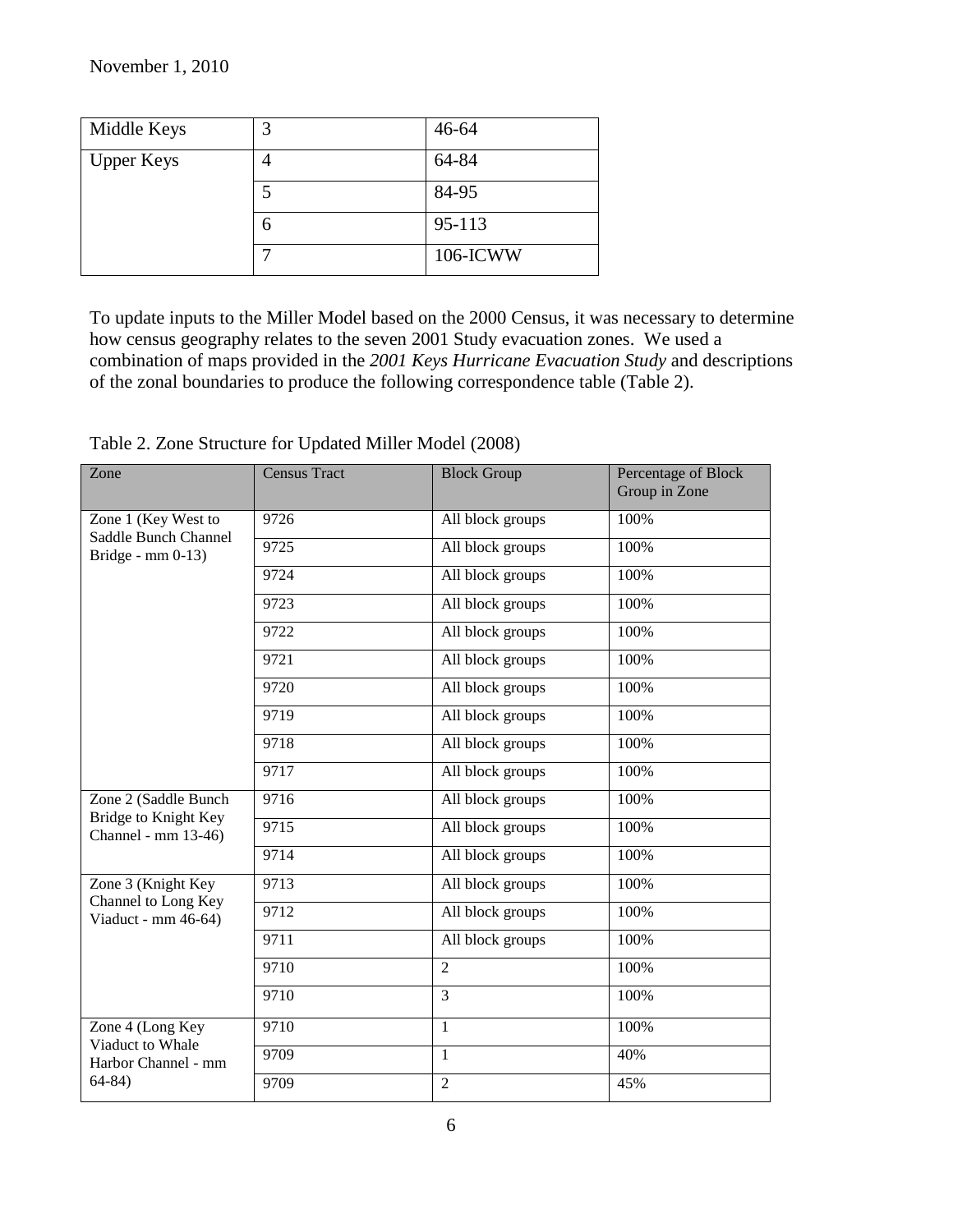November 1, 2010

| Middle Keys | 3 | 46-64 |
|---|---|---|
| Upper Keys | 4 | 64-84 |
| | 5 | 84-95 |
| | 6 | 95-113 |
| | 7 | 106-ICWW |

To update inputs to the Miller Model based on the 2000 Census, it was necessary to determine how census geography relates to the seven 2001 Study evacuation zones. We used a combination of maps provided in the *2001 Keys Hurricane Evacuation Study* and descriptions of the zonal boundaries to produce the following correspondence table (Table 2).

Table 2. Zone Structure for Updated Miller Model (2008)

| Zone | Census Tract | Block Group | Percentage of Block Group in Zone |
|---|---|---|---|
| Zone 1 (Key West to Saddle Bunch Channel Bridge - mm 0-13) | 9726 | All block groups | 100% |
| | 9725 | All block groups | 100% |
| | 9724 | All block groups | 100% |
| | 9723 | All block groups | 100% |
| | 9722 | All block groups | 100% |
| | 9721 | All block groups | 100% |
| | 9720 | All block groups | 100% |
| | 9719 | All block groups | 100% |
| | 9718 | All block groups | 100% |
| | 9717 | All block groups | 100% |
| Zone 2 (Saddle Bunch Bridge to Knight Key Channel - mm 13-46) | 9716 | All block groups | 100% |
| | 9715 | All block groups | 100% |
| | 9714 | All block groups | 100% |
| Zone 3 (Knight Key Channel to Long Key Viaduct - mm 46-64) | 9713 | All block groups | 100% |
| | 9712 | All block groups | 100% |
| | 9711 | All block groups | 100% |
| | 9710 | 2 | 100% |
| | 9710 | 3 | 100% |
| Zone 4 (Long Key Viaduct to Whale Harbor Channel - mm 64-84) | 9710 | 1 | 100% |
| | 9709 | 1 | 40% |
| | 9709 | 2 | 45% |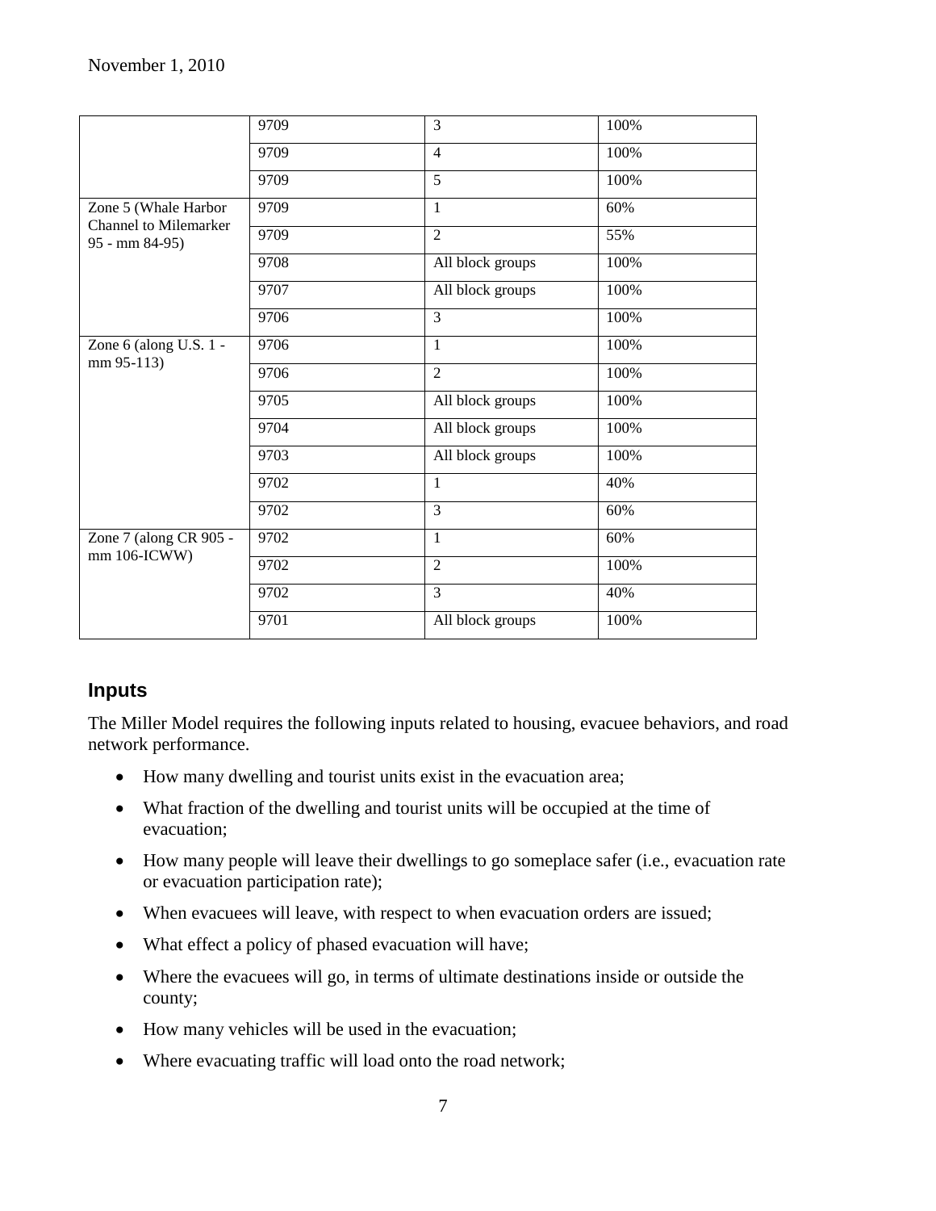| | | | |
|---|---|---|---|
| | 9709 | 3 | 100% |
| | 9709 | 4 | 100% |
| | 9709 | 5 | 100% |
| Zone 5 (Whale Harbor Channel to Milemarker 95 - mm 84-95) | 9709 | 1 | 60% |
| | 9709 | 2 | 55% |
| | 9708 | All block groups | 100% |
| | 9707 | All block groups | 100% |
| | 9706 | 3 | 100% |
| Zone 6 (along U.S. 1 - mm 95-113) | 9706 | 1 | 100% |
| | 9706 | 2 | 100% |
| | 9705 | All block groups | 100% |
| | 9704 | All block groups | 100% |
| | 9703 | All block groups | 100% |
| | 9702 | 1 | 40% |
| | 9702 | 3 | 60% |
| Zone 7 (along CR 905 - mm 106-ICWW) | 9702 | 1 | 60% |
| | 9702 | 2 | 100% |
| | 9702 | 3 | 40% |
| | 9701 | All block groups | 100% |

## Inputs

The Miller Model requires the following inputs related to housing, evacuee behaviors, and road network performance.

- How many dwelling and tourist units exist in the evacuation area;
- What fraction of the dwelling and tourist units will be occupied at the time of evacuation;
- How many people will leave their dwellings to go someplace safer (i.e., evacuation rate or evacuation participation rate);
- When evacuees will leave, with respect to when evacuation orders are issued;
- What effect a policy of phased evacuation will have;
- Where the evacuees will go, in terms of ultimate destinations inside or outside the county;
- How many vehicles will be used in the evacuation;
- Where evacuating traffic will load onto the road network;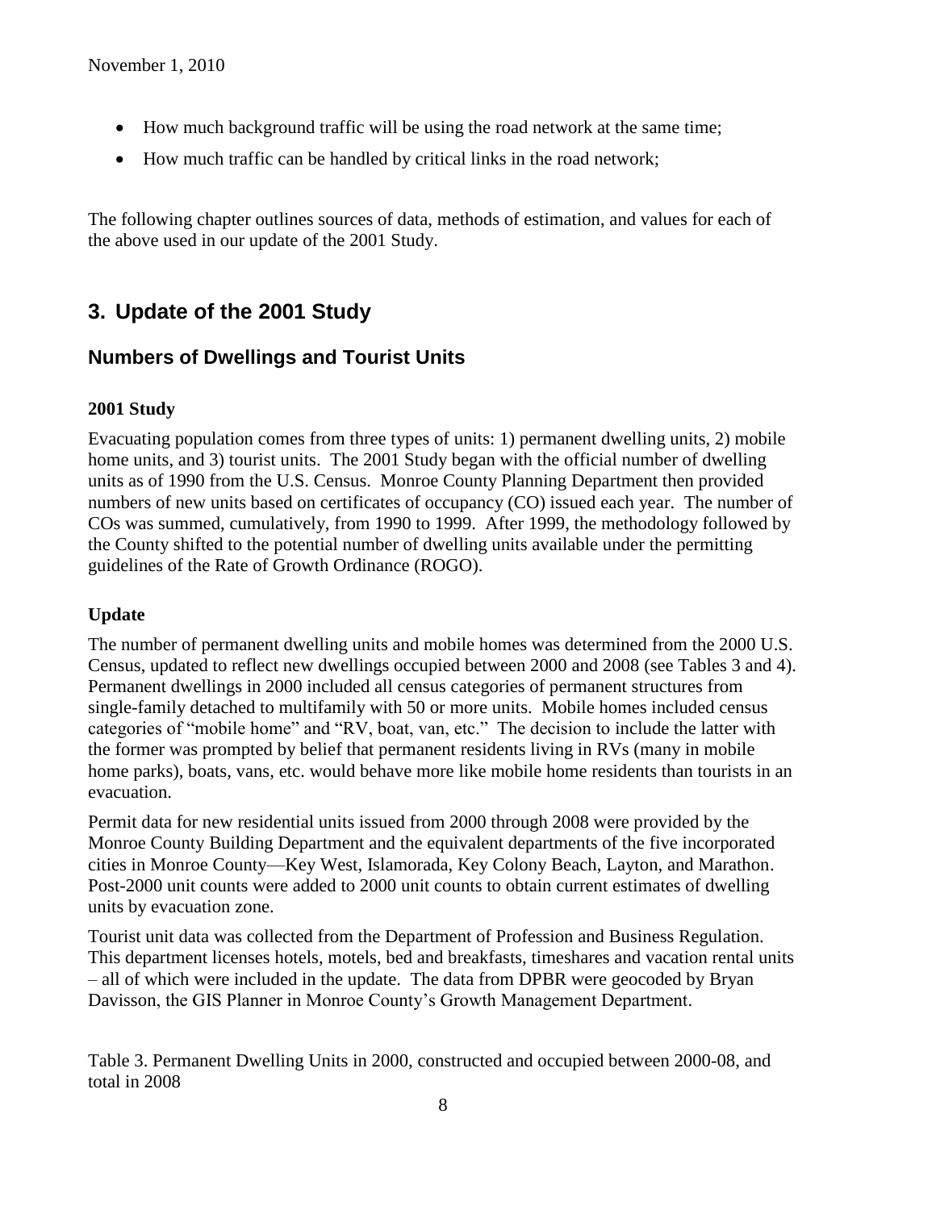- How much background traffic will be using the road network at the same time;
- How much traffic can be handled by critical links in the road network;

The following chapter outlines sources of data, methods of estimation, and values for each of the above used in our update of the 2001 Study.

## 3. Update of the 2001 Study

### Numbers of Dwellings and Tourist Units

#### 2001 Study

Evacuating population comes from three types of units: 1) permanent dwelling units, 2) mobile home units, and 3) tourist units. The 2001 Study began with the official number of dwelling units as of 1990 from the U.S. Census. Monroe County Planning Department then provided numbers of new units based on certificates of occupancy (CO) issued each year. The number of COs was summed, cumulatively, from 1990 to 1999. After 1999, the methodology followed by the County shifted to the potential number of dwelling units available under the permitting guidelines of the Rate of Growth Ordinance (ROGO).

#### Update

The number of permanent dwelling units and mobile homes was determined from the 2000 U.S. Census, updated to reflect new dwellings occupied between 2000 and 2008 (see Tables 3 and 4). Permanent dwellings in 2000 included all census categories of permanent structures from single-family detached to multifamily with 50 or more units. Mobile homes included census categories of "mobile home" and "RV, boat, van, etc." The decision to include the latter with the former was prompted by belief that permanent residents living in RVs (many in mobile home parks), boats, vans, etc. would behave more like mobile home residents than tourists in an evacuation.

Permit data for new residential units issued from 2000 through 2008 were provided by the Monroe County Building Department and the equivalent departments of the five incorporated cities in Monroe County—Key West, Islamorada, Key Colony Beach, Layton, and Marathon. Post-2000 unit counts were added to 2000 unit counts to obtain current estimates of dwelling units by evacuation zone.

Tourist unit data was collected from the Department of Profession and Business Regulation. This department licenses hotels, motels, bed and breakfasts, timeshares and vacation rental units – all of which were included in the update. The data from DPBR were geocoded by Bryan Davisson, the GIS Planner in Monroe County's Growth Management Department.

Table 3. Permanent Dwelling Units in 2000, constructed and occupied between 2000-08, and total in 2008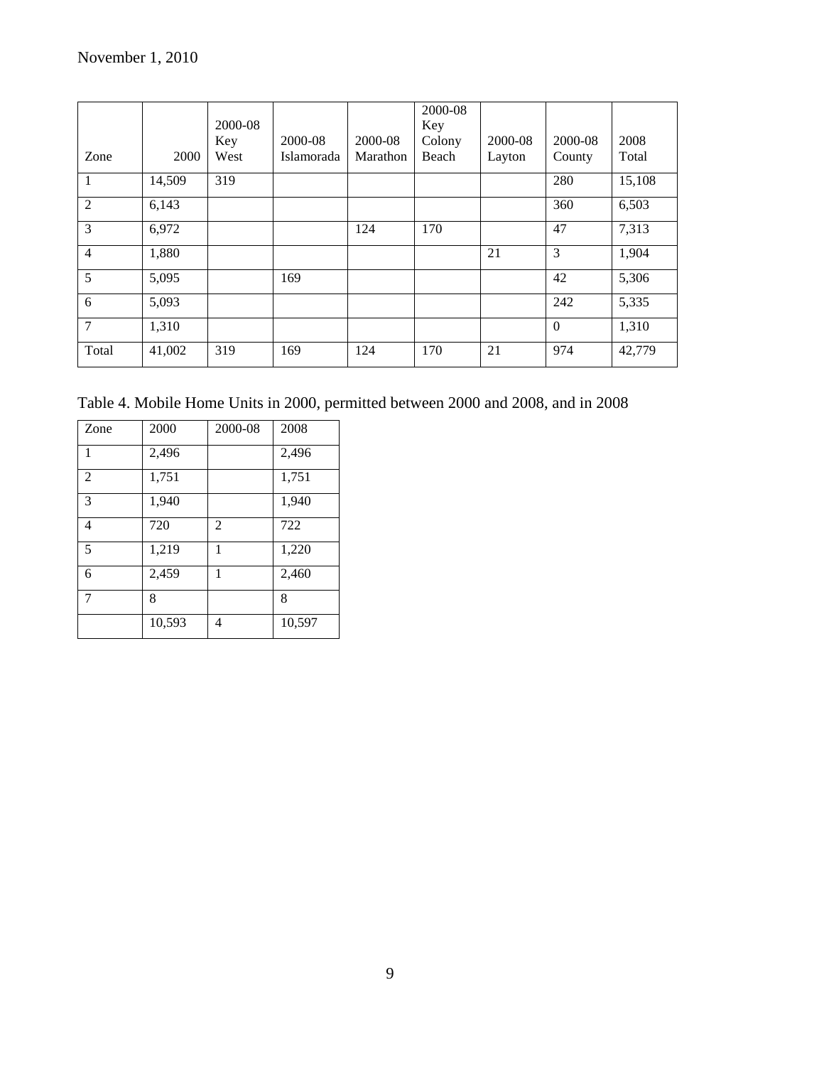November 1, 2010

| Zone | 2000 | 2000-08 Key West | 2000-08 Islamorada | 2000-08 Marathon | 2000-08 Key Colony Beach | 2000-08 Layton | 2000-08 County | 2008 Total |
|---|---|---|---|---|---|---|---|---|
| 1 | 14,509 | 319 | | | | | 280 | 15,108 |
| 2 | 6,143 | | | | | | 360 | 6,503 |
| 3 | 6,972 | | | 124 | 170 | | 47 | 7,313 |
| 4 | 1,880 | | | | | 21 | 3 | 1,904 |
| 5 | 5,095 | | 169 | | | | 42 | 5,306 |
| 6 | 5,093 | | | | | | 242 | 5,335 |
| 7 | 1,310 | | | | | | 0 | 1,310 |
| Total | 41,002 | 319 | 169 | 124 | 170 | 21 | 974 | 42,779 |

Table 4. Mobile Home Units in 2000, permitted between 2000 and 2008, and in 2008

| Zone | 2000 | 2000-08 | 2008 |
|---|---|---|---|
| 1 | 2,496 | | 2,496 |
| 2 | 1,751 | | 1,751 |
| 3 | 1,940 | | 1,940 |
| 4 | 720 | 2 | 722 |
| 5 | 1,219 | 1 | 1,220 |
| 6 | 2,459 | 1 | 2,460 |
| 7 | 8 | | 8 |
| | 10,593 | 4 | 10,597 |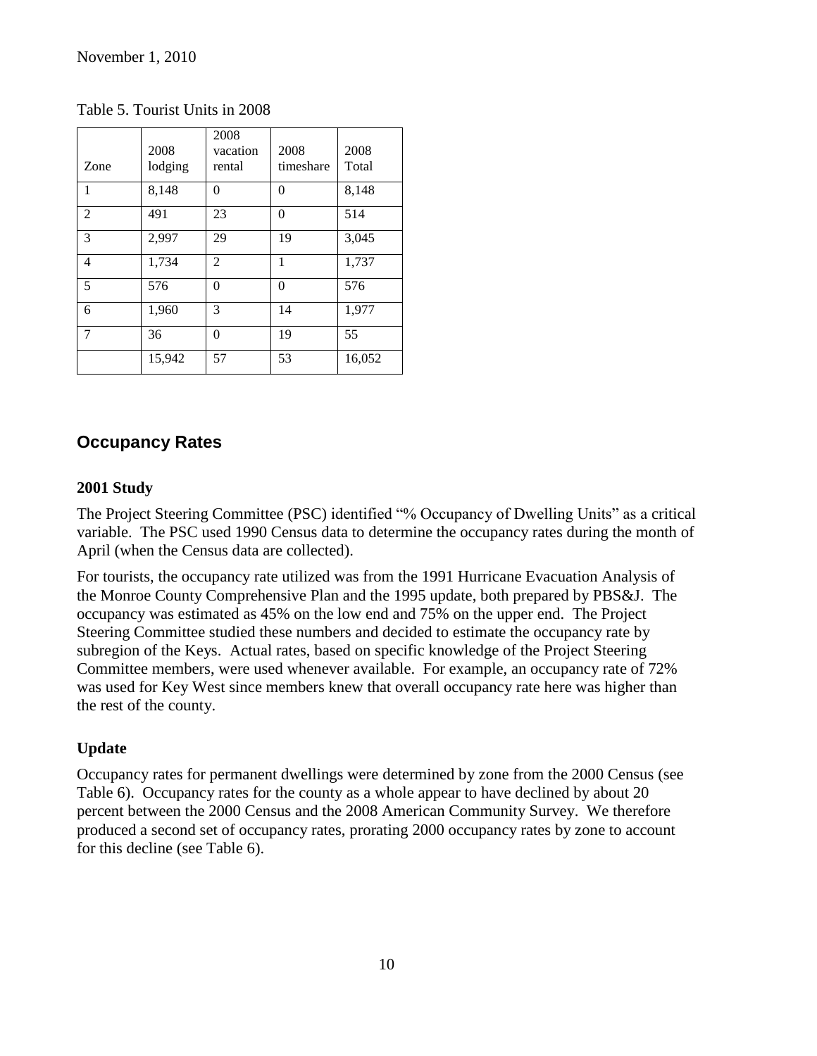Table 5. Tourist Units in 2008

| Zone | 2008 lodging | 2008 vacation rental | 2008 timeshare | 2008 Total |
|---|---|---|---|---|
| 1 | 8,148 | 0 | 0 | 8,148 |
| 2 | 491 | 23 | 0 | 514 |
| 3 | 2,997 | 29 | 19 | 3,045 |
| 4 | 1,734 | 2 | 1 | 1,737 |
| 5 | 576 | 0 | 0 | 576 |
| 6 | 1,960 | 3 | 14 | 1,977 |
| 7 | 36 | 0 | 19 | 55 |
|  | 15,942 | 57 | 53 | 16,052 |

## Occupancy Rates

### 2001 Study

The Project Steering Committee (PSC) identified "% Occupancy of Dwelling Units" as a critical variable. The PSC used 1990 Census data to determine the occupancy rates during the month of April (when the Census data are collected).

For tourists, the occupancy rate utilized was from the 1991 Hurricane Evacuation Analysis of the Monroe County Comprehensive Plan and the 1995 update, both prepared by PBS&J. The occupancy was estimated as 45% on the low end and 75% on the upper end. The Project Steering Committee studied these numbers and decided to estimate the occupancy rate by subregion of the Keys. Actual rates, based on specific knowledge of the Project Steering Committee members, were used whenever available. For example, an occupancy rate of 72% was used for Key West since members knew that overall occupancy rate here was higher than the rest of the county.

### Update

Occupancy rates for permanent dwellings were determined by zone from the 2000 Census (see Table 6). Occupancy rates for the county as a whole appear to have declined by about 20 percent between the 2000 Census and the 2008 American Community Survey. We therefore produced a second set of occupancy rates, prorating 2000 occupancy rates by zone to account for this decline (see Table 6).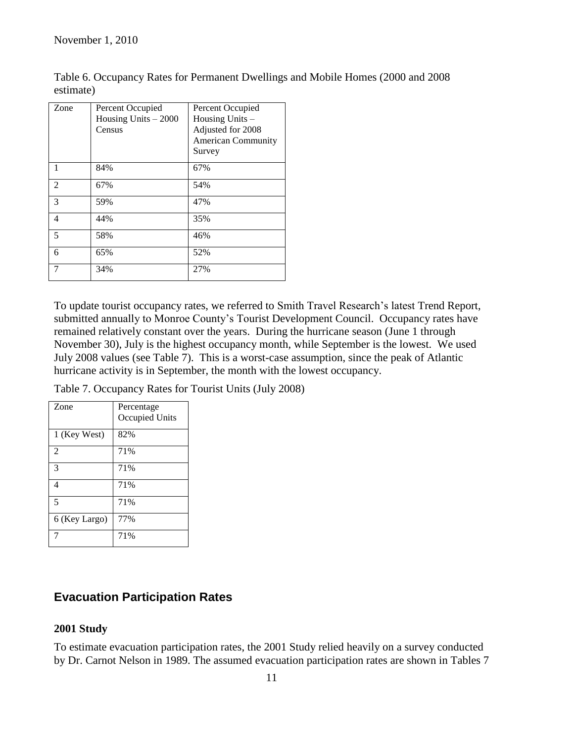Table 6. Occupancy Rates for Permanent Dwellings and Mobile Homes (2000 and 2008 estimate)

| Zone | Percent Occupied Housing Units – 2000 Census | Percent Occupied Housing Units – Adjusted for 2008 American Community Survey |
|---|---|---|
| 1 | 84% | 67% |
| 2 | 67% | 54% |
| 3 | 59% | 47% |
| 4 | 44% | 35% |
| 5 | 58% | 46% |
| 6 | 65% | 52% |
| 7 | 34% | 27% |

To update tourist occupancy rates, we referred to Smith Travel Research's latest Trend Report, submitted annually to Monroe County's Tourist Development Council. Occupancy rates have remained relatively constant over the years. During the hurricane season (June 1 through November 30), July is the highest occupancy month, while September is the lowest. We used July 2008 values (see Table 7). This is a worst-case assumption, since the peak of Atlantic hurricane activity is in September, the month with the lowest occupancy.

Table 7. Occupancy Rates for Tourist Units (July 2008)

| Zone | Percentage Occupied Units |
|---|---|
| 1 (Key West) | 82% |
| 2 | 71% |
| 3 | 71% |
| 4 | 71% |
| 5 | 71% |
| 6 (Key Largo) | 77% |
| 7 | 71% |

## Evacuation Participation Rates

### 2001 Study

To estimate evacuation participation rates, the 2001 Study relied heavily on a survey conducted by Dr. Carnot Nelson in 1989. The assumed evacuation participation rates are shown in Tables 7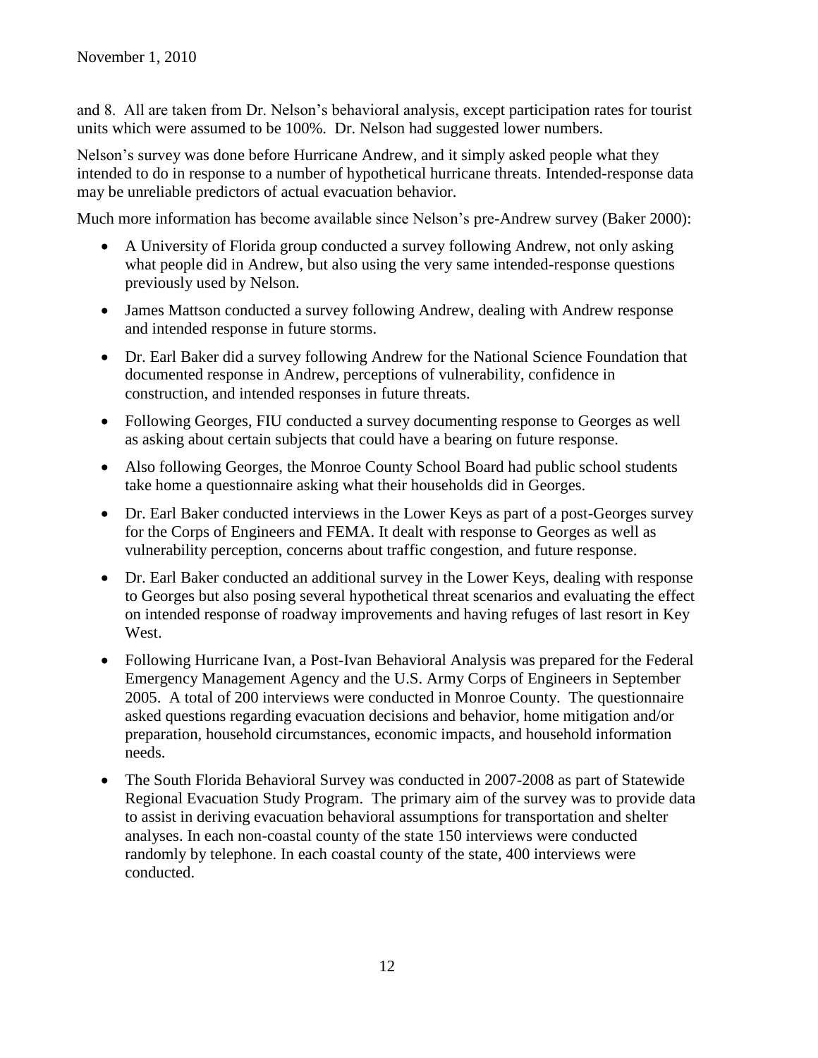and 8. All are taken from Dr. Nelson's behavioral analysis, except participation rates for tourist units which were assumed to be 100%. Dr. Nelson had suggested lower numbers.

Nelson's survey was done before Hurricane Andrew, and it simply asked people what they intended to do in response to a number of hypothetical hurricane threats. Intended-response data may be unreliable predictors of actual evacuation behavior.

Much more information has become available since Nelson's pre-Andrew survey (Baker 2000):

- A University of Florida group conducted a survey following Andrew, not only asking what people did in Andrew, but also using the very same intended-response questions previously used by Nelson.
- James Mattson conducted a survey following Andrew, dealing with Andrew response and intended response in future storms.
- Dr. Earl Baker did a survey following Andrew for the National Science Foundation that documented response in Andrew, perceptions of vulnerability, confidence in construction, and intended responses in future threats.
- Following Georges, FIU conducted a survey documenting response to Georges as well as asking about certain subjects that could have a bearing on future response.
- Also following Georges, the Monroe County School Board had public school students take home a questionnaire asking what their households did in Georges.
- Dr. Earl Baker conducted interviews in the Lower Keys as part of a post-Georges survey for the Corps of Engineers and FEMA. It dealt with response to Georges as well as vulnerability perception, concerns about traffic congestion, and future response.
- Dr. Earl Baker conducted an additional survey in the Lower Keys, dealing with response to Georges but also posing several hypothetical threat scenarios and evaluating the effect on intended response of roadway improvements and having refuges of last resort in Key West.
- Following Hurricane Ivan, a Post-Ivan Behavioral Analysis was prepared for the Federal Emergency Management Agency and the U.S. Army Corps of Engineers in September 2005. A total of 200 interviews were conducted in Monroe County. The questionnaire asked questions regarding evacuation decisions and behavior, home mitigation and/or preparation, household circumstances, economic impacts, and household information needs.
- The South Florida Behavioral Survey was conducted in 2007-2008 as part of Statewide Regional Evacuation Study Program. The primary aim of the survey was to provide data to assist in deriving evacuation behavioral assumptions for transportation and shelter analyses. In each non-coastal county of the state 150 interviews were conducted randomly by telephone. In each coastal county of the state, 400 interviews were conducted.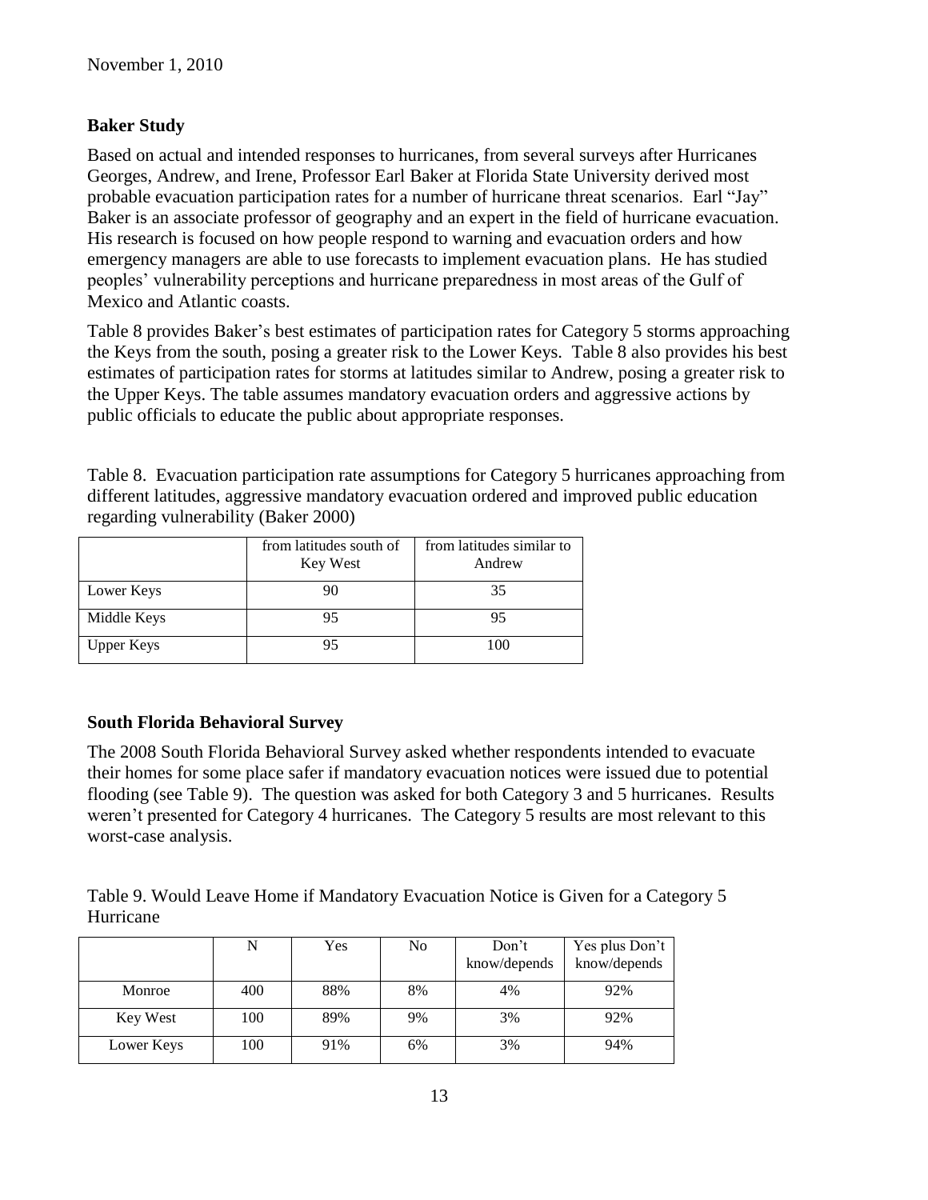November 1, 2010

### Baker Study

Based on actual and intended responses to hurricanes, from several surveys after Hurricanes Georges, Andrew, and Irene, Professor Earl Baker at Florida State University derived most probable evacuation participation rates for a number of hurricane threat scenarios. Earl "Jay" Baker is an associate professor of geography and an expert in the field of hurricane evacuation. His research is focused on how people respond to warning and evacuation orders and how emergency managers are able to use forecasts to implement evacuation plans. He has studied peoples' vulnerability perceptions and hurricane preparedness in most areas of the Gulf of Mexico and Atlantic coasts.

Table 8 provides Baker's best estimates of participation rates for Category 5 storms approaching the Keys from the south, posing a greater risk to the Lower Keys. Table 8 also provides his best estimates of participation rates for storms at latitudes similar to Andrew, posing a greater risk to the Upper Keys. The table assumes mandatory evacuation orders and aggressive actions by public officials to educate the public about appropriate responses.

Table 8. Evacuation participation rate assumptions for Category 5 hurricanes approaching from different latitudes, aggressive mandatory evacuation ordered and improved public education regarding vulnerability (Baker 2000)

| | from latitudes south of Key West | from latitudes similar to Andrew |
|---|---|---|
| Lower Keys | 90 | 35 |
| Middle Keys | 95 | 95 |
| Upper Keys | 95 | 100 |

### South Florida Behavioral Survey

The 2008 South Florida Behavioral Survey asked whether respondents intended to evacuate their homes for some place safer if mandatory evacuation notices were issued due to potential flooding (see Table 9). The question was asked for both Category 3 and 5 hurricanes. Results weren't presented for Category 4 hurricanes. The Category 5 results are most relevant to this worst-case analysis.

Table 9. Would Leave Home if Mandatory Evacuation Notice is Given for a Category 5 Hurricane

| | N | Yes | No | Don't know/depends | Yes plus Don't know/depends |
|---|---|---|---|---|---|
| Monroe | 400 | 88% | 8% | 4% | 92% |
| Key West | 100 | 89% | 9% | 3% | 92% |
| Lower Keys | 100 | 91% | 6% | 3% | 94% |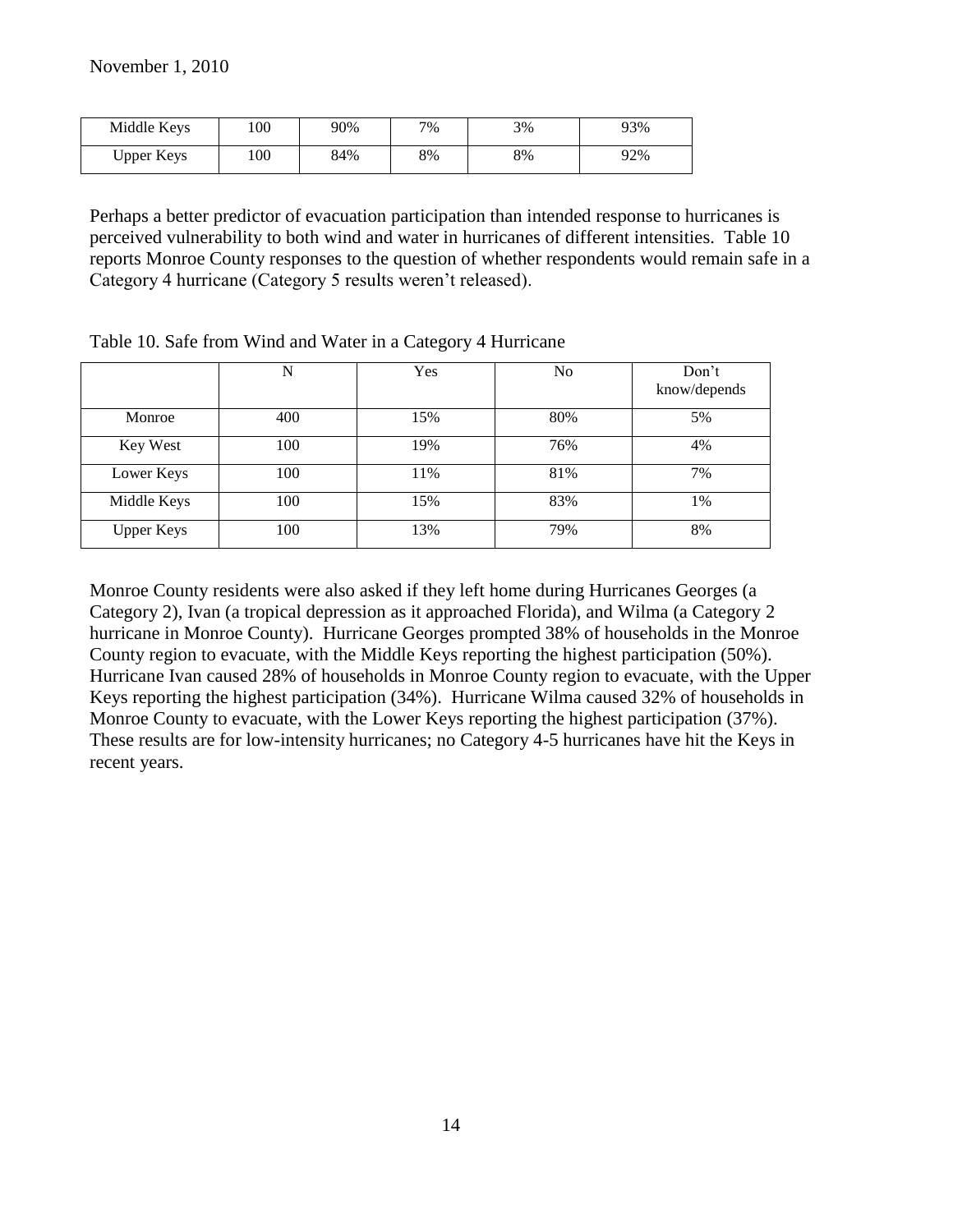| Middle Keys | 100 | 90% | 7% | 3% | 93% |
|---|---|---|---|---|---|
| Upper Keys | 100 | 84% | 8% | 8% | 92% |

Perhaps a better predictor of evacuation participation than intended response to hurricanes is perceived vulnerability to both wind and water in hurricanes of different intensities. Table 10 reports Monroe County responses to the question of whether respondents would remain safe in a Category 4 hurricane (Category 5 results weren't released).

Table 10. Safe from Wind and Water in a Category 4 Hurricane

| | N | Yes | No | Don't know/depends |
|---|---|---|---|---|
| Monroe | 400 | 15% | 80% | 5% |
| Key West | 100 | 19% | 76% | 4% |
| Lower Keys | 100 | 11% | 81% | 7% |
| Middle Keys | 100 | 15% | 83% | 1% |
| Upper Keys | 100 | 13% | 79% | 8% |

Monroe County residents were also asked if they left home during Hurricanes Georges (a Category 2), Ivan (a tropical depression as it approached Florida), and Wilma (a Category 2 hurricane in Monroe County). Hurricane Georges prompted 38% of households in the Monroe County region to evacuate, with the Middle Keys reporting the highest participation (50%). Hurricane Ivan caused 28% of households in Monroe County region to evacuate, with the Upper Keys reporting the highest participation (34%). Hurricane Wilma caused 32% of households in Monroe County to evacuate, with the Lower Keys reporting the highest participation (37%). These results are for low-intensity hurricanes; no Category 4-5 hurricanes have hit the Keys in recent years.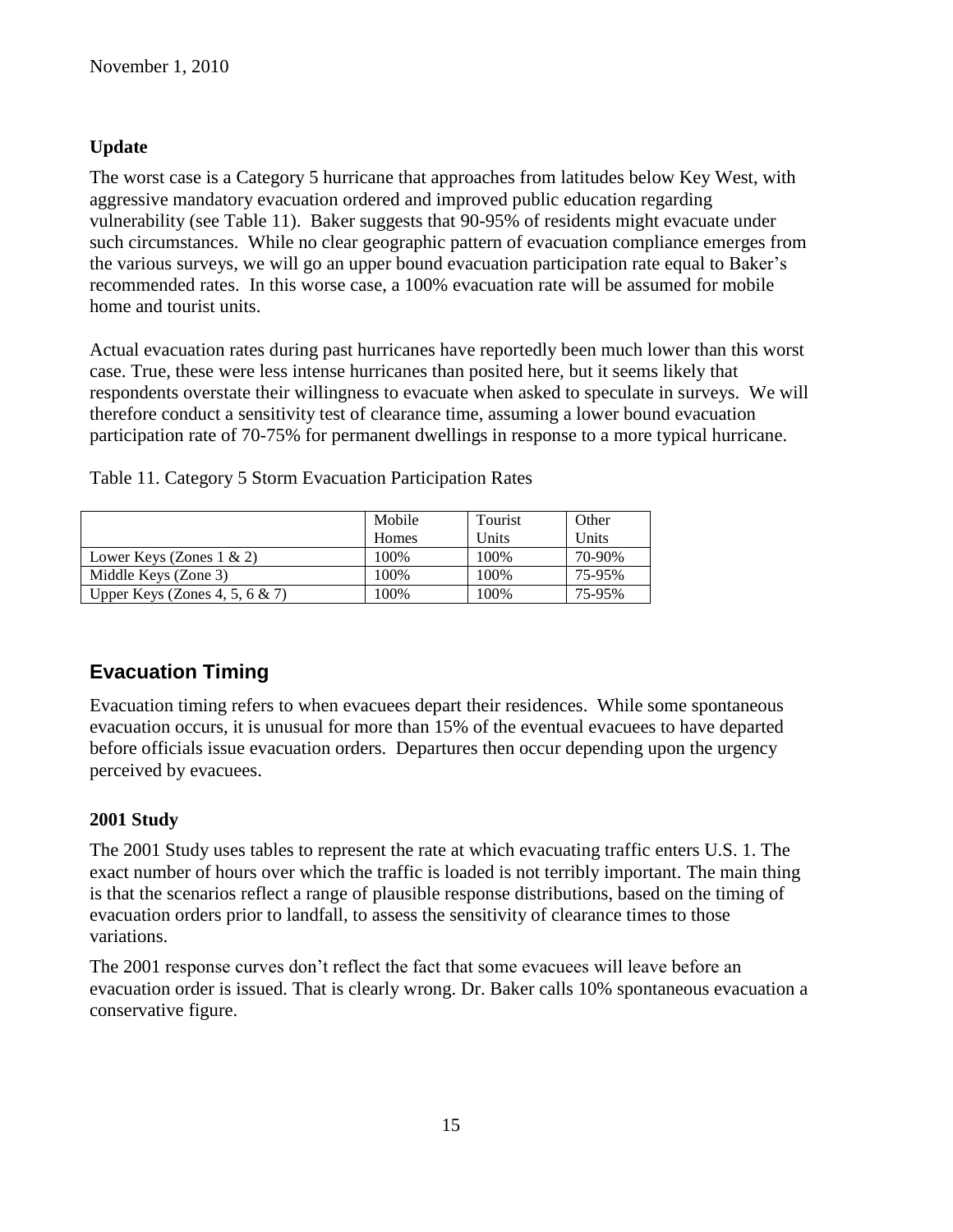November 1, 2010

### Update

The worst case is a Category 5 hurricane that approaches from latitudes below Key West, with aggressive mandatory evacuation ordered and improved public education regarding vulnerability (see Table 11). Baker suggests that 90-95% of residents might evacuate under such circumstances. While no clear geographic pattern of evacuation compliance emerges from the various surveys, we will go an upper bound evacuation participation rate equal to Baker's recommended rates. In this worse case, a 100% evacuation rate will be assumed for mobile home and tourist units.

Actual evacuation rates during past hurricanes have reportedly been much lower than this worst case. True, these were less intense hurricanes than posited here, but it seems likely that respondents overstate their willingness to evacuate when asked to speculate in surveys. We will therefore conduct a sensitivity test of clearance time, assuming a lower bound evacuation participation rate of 70-75% for permanent dwellings in response to a more typical hurricane.

Table 11. Category 5 Storm Evacuation Participation Rates

| | Mobile Homes | Tourist Units | Other Units |
|---|---|---|---|
| Lower Keys (Zones 1 & 2) | 100% | 100% | 70-90% |
| Middle Keys (Zone 3) | 100% | 100% | 75-95% |
| Upper Keys (Zones 4, 5, 6 & 7) | 100% | 100% | 75-95% |

## Evacuation Timing

Evacuation timing refers to when evacuees depart their residences. While some spontaneous evacuation occurs, it is unusual for more than 15% of the eventual evacuees to have departed before officials issue evacuation orders. Departures then occur depending upon the urgency perceived by evacuees.

### 2001 Study

The 2001 Study uses tables to represent the rate at which evacuating traffic enters U.S. 1. The exact number of hours over which the traffic is loaded is not terribly important. The main thing is that the scenarios reflect a range of plausible response distributions, based on the timing of evacuation orders prior to landfall, to assess the sensitivity of clearance times to those variations.

The 2001 response curves don't reflect the fact that some evacuees will leave before an evacuation order is issued. That is clearly wrong. Dr. Baker calls 10% spontaneous evacuation a conservative figure.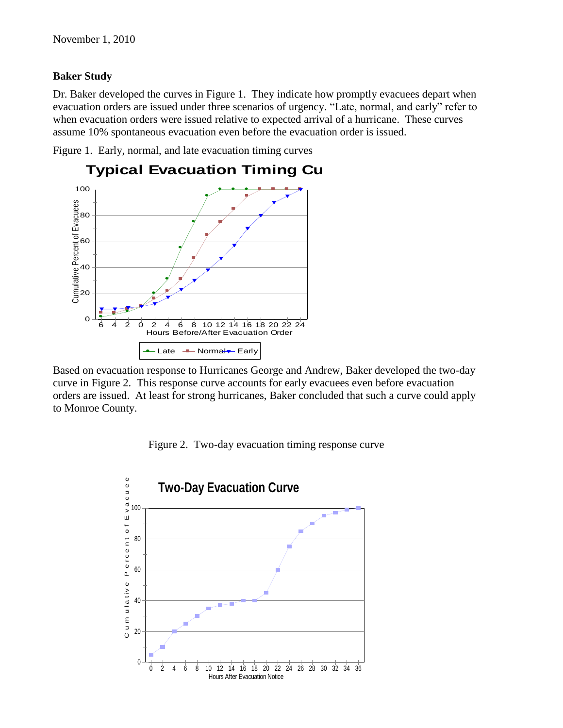November 1, 2010

**Baker Study**

Dr. Baker developed the curves in Figure 1. They indicate how promptly evacuees depart when evacuation orders are issued under three scenarios of urgency. "Late, normal, and early" refer to when evacuation orders were issued relative to expected arrival of a hurricane. These curves assume 10% spontaneous evacuation even before the evacuation order is issued.

Figure 1. Early, normal, and late evacuation timing curves

Based on evacuation response to Hurricanes George and Andrew, Baker developed the two-day curve in Figure 2. This response curve accounts for early evacuees even before evacuation orders are issued. At least for strong hurricanes, Baker concluded that such a curve could apply to Monroe County.

Figure 2. Two-day evacuation timing response curve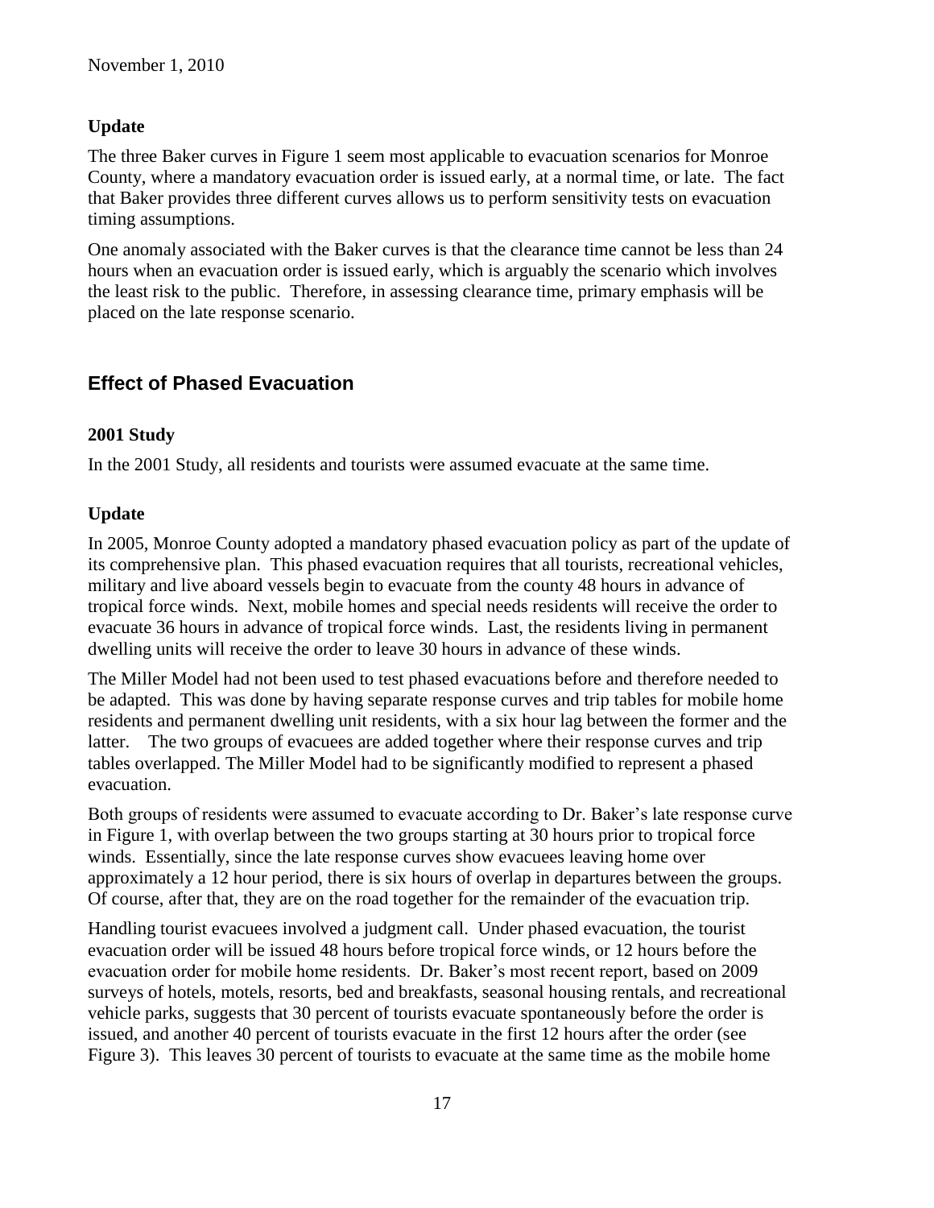### Update

The three Baker curves in Figure 1 seem most applicable to evacuation scenarios for Monroe County, where a mandatory evacuation order is issued early, at a normal time, or late. The fact that Baker provides three different curves allows us to perform sensitivity tests on evacuation timing assumptions.

One anomaly associated with the Baker curves is that the clearance time cannot be less than 24 hours when an evacuation order is issued early, which is arguably the scenario which involves the least risk to the public. Therefore, in assessing clearance time, primary emphasis will be placed on the late response scenario.

## Effect of Phased Evacuation

### 2001 Study

In the 2001 Study, all residents and tourists were assumed evacuate at the same time.

### Update

In 2005, Monroe County adopted a mandatory phased evacuation policy as part of the update of its comprehensive plan. This phased evacuation requires that all tourists, recreational vehicles, military and live aboard vessels begin to evacuate from the county 48 hours in advance of tropical force winds. Next, mobile homes and special needs residents will receive the order to evacuate 36 hours in advance of tropical force winds. Last, the residents living in permanent dwelling units will receive the order to leave 30 hours in advance of these winds.

The Miller Model had not been used to test phased evacuations before and therefore needed to be adapted. This was done by having separate response curves and trip tables for mobile home residents and permanent dwelling unit residents, with a six hour lag between the former and the latter. The two groups of evacuees are added together where their response curves and trip tables overlapped. The Miller Model had to be significantly modified to represent a phased evacuation.

Both groups of residents were assumed to evacuate according to Dr. Baker's late response curve in Figure 1, with overlap between the two groups starting at 30 hours prior to tropical force winds. Essentially, since the late response curves show evacuees leaving home over approximately a 12 hour period, there is six hours of overlap in departures between the groups. Of course, after that, they are on the road together for the remainder of the evacuation trip.

Handling tourist evacuees involved a judgment call. Under phased evacuation, the tourist evacuation order will be issued 48 hours before tropical force winds, or 12 hours before the evacuation order for mobile home residents. Dr. Baker's most recent report, based on 2009 surveys of hotels, motels, resorts, bed and breakfasts, seasonal housing rentals, and recreational vehicle parks, suggests that 30 percent of tourists evacuate spontaneously before the order is issued, and another 40 percent of tourists evacuate in the first 12 hours after the order (see Figure 3). This leaves 30 percent of tourists to evacuate at the same time as the mobile home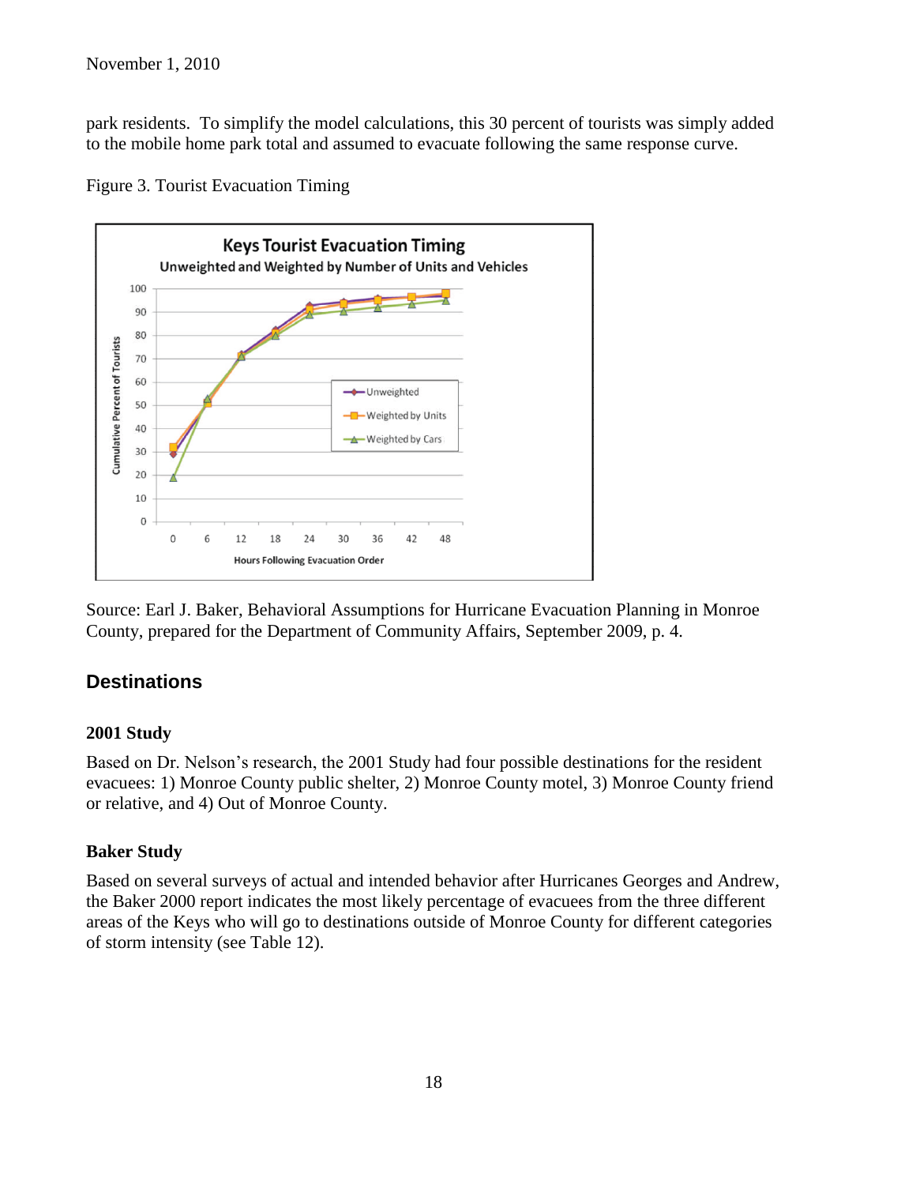park residents. To simplify the model calculations, this 30 percent of tourists was simply added to the mobile home park total and assumed to evacuate following the same response curve.

Figure 3. Tourist Evacuation Timing

Source: Earl J. Baker, Behavioral Assumptions for Hurricane Evacuation Planning in Monroe County, prepared for the Department of Community Affairs, September 2009, p. 4.

## Destinations

### 2001 Study

Based on Dr. Nelson's research, the 2001 Study had four possible destinations for the resident evacuees: 1) Monroe County public shelter, 2) Monroe County motel, 3) Monroe County friend or relative, and 4) Out of Monroe County.

### Baker Study

Based on several surveys of actual and intended behavior after Hurricanes Georges and Andrew, the Baker 2000 report indicates the most likely percentage of evacuees from the three different areas of the Keys who will go to destinations outside of Monroe County for different categories of storm intensity (see Table 12).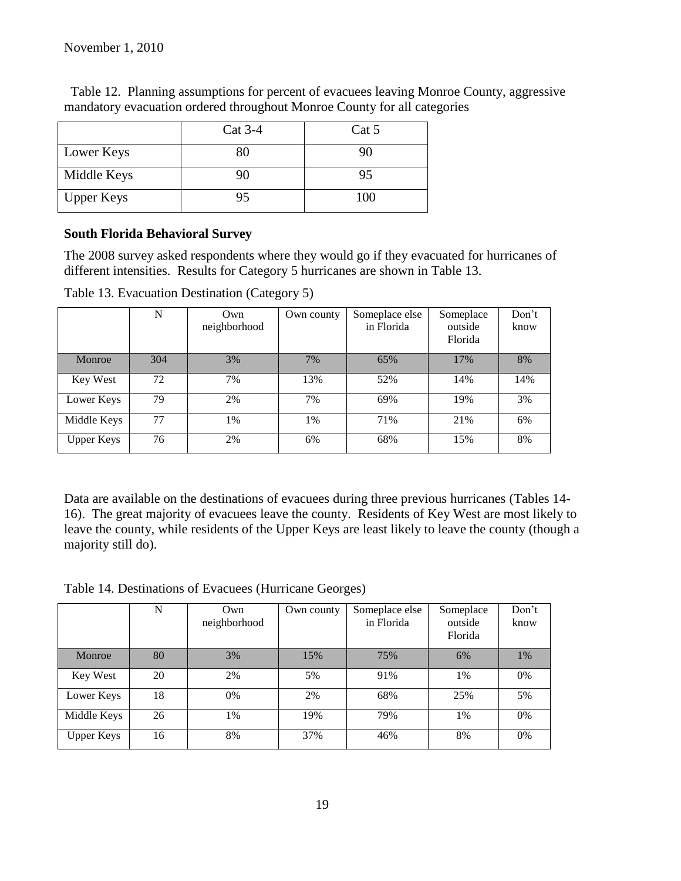November 1, 2010

Table 12. Planning assumptions for percent of evacuees leaving Monroe County, aggressive mandatory evacuation ordered throughout Monroe County for all categories

| | Cat 3-4 | Cat 5 |
|---|---|---|
| Lower Keys | 80 | 90 |
| Middle Keys | 90 | 95 |
| Upper Keys | 95 | 100 |

**South Florida Behavioral Survey**

The 2008 survey asked respondents where they would go if they evacuated for hurricanes of different intensities. Results for Category 5 hurricanes are shown in Table 13.

Table 13. Evacuation Destination (Category 5)

| | N | Own neighborhood | Own county | Someplace else in Florida | Someplace outside Florida | Don't know |
|---|---|---|---|---|---|---|
| Monroe | 304 | 3% | 7% | 65% | 17% | 8% |
| Key West | 72 | 7% | 13% | 52% | 14% | 14% |
| Lower Keys | 79 | 2% | 7% | 69% | 19% | 3% |
| Middle Keys | 77 | 1% | 1% | 71% | 21% | 6% |
| Upper Keys | 76 | 2% | 6% | 68% | 15% | 8% |

Data are available on the destinations of evacuees during three previous hurricanes (Tables 14-16). The great majority of evacuees leave the county. Residents of Key West are most likely to leave the county, while residents of the Upper Keys are least likely to leave the county (though a majority still do).

Table 14. Destinations of Evacuees (Hurricane Georges)

| | N | Own neighborhood | Own county | Someplace else in Florida | Someplace outside Florida | Don't know |
|---|---|---|---|---|---|---|
| Monroe | 80 | 3% | 15% | 75% | 6% | 1% |
| Key West | 20 | 2% | 5% | 91% | 1% | 0% |
| Lower Keys | 18 | 0% | 2% | 68% | 25% | 5% |
| Middle Keys | 26 | 1% | 19% | 79% | 1% | 0% |
| Upper Keys | 16 | 8% | 37% | 46% | 8% | 0% |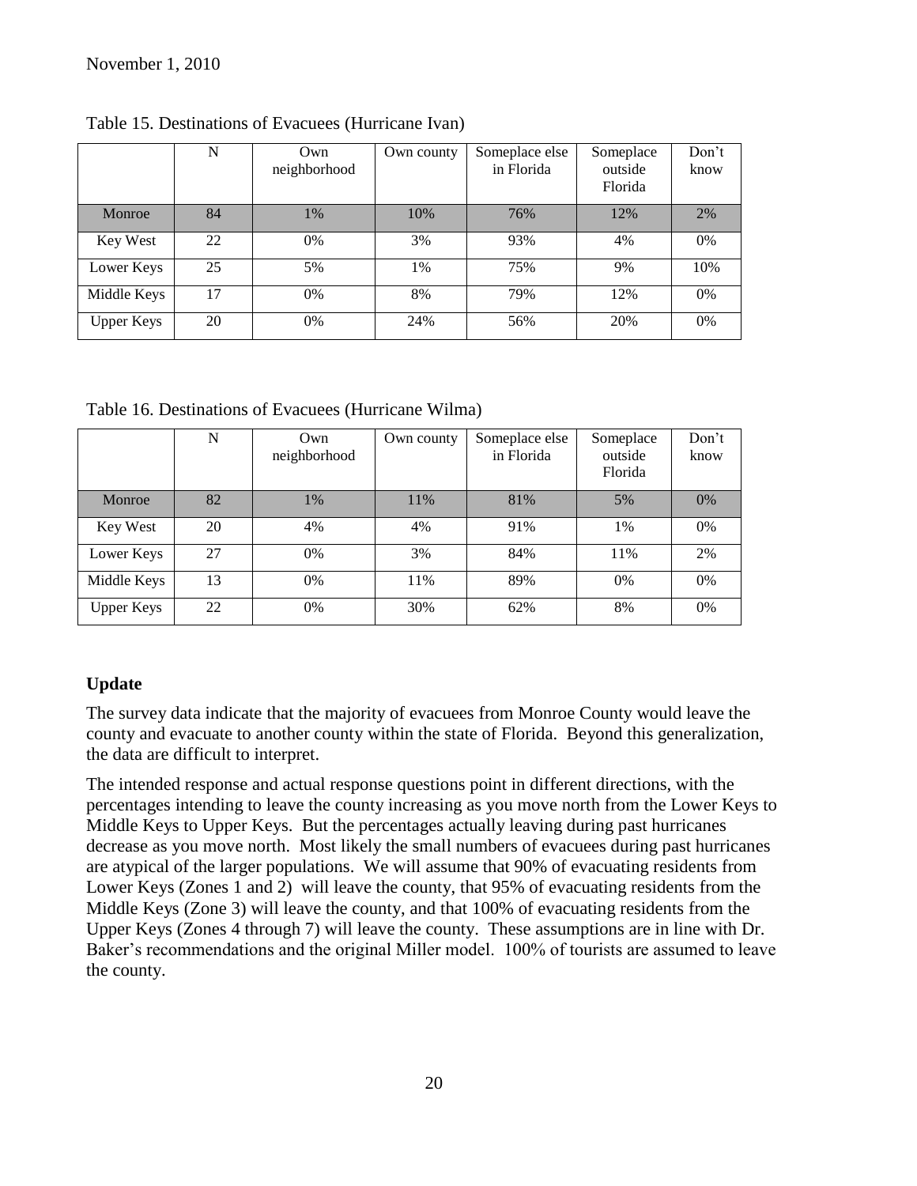November 1, 2010

Table 15. Destinations of Evacuees (Hurricane Ivan)

| | N | Own neighborhood | Own county | Someplace else in Florida | Someplace outside Florida | Don't know |
|---|---|---|---|---|---|---|
| Monroe | 84 | 1% | 10% | 76% | 12% | 2% |
| Key West | 22 | 0% | 3% | 93% | 4% | 0% |
| Lower Keys | 25 | 5% | 1% | 75% | 9% | 10% |
| Middle Keys | 17 | 0% | 8% | 79% | 12% | 0% |
| Upper Keys | 20 | 0% | 24% | 56% | 20% | 0% |

Table 16. Destinations of Evacuees (Hurricane Wilma)

| | N | Own neighborhood | Own county | Someplace else in Florida | Someplace outside Florida | Don't know |
|---|---|---|---|---|---|---|
| Monroe | 82 | 1% | 11% | 81% | 5% | 0% |
| Key West | 20 | 4% | 4% | 91% | 1% | 0% |
| Lower Keys | 27 | 0% | 3% | 84% | 11% | 2% |
| Middle Keys | 13 | 0% | 11% | 89% | 0% | 0% |
| Upper Keys | 22 | 0% | 30% | 62% | 8% | 0% |

### Update

The survey data indicate that the majority of evacuees from Monroe County would leave the county and evacuate to another county within the state of Florida. Beyond this generalization, the data are difficult to interpret.

The intended response and actual response questions point in different directions, with the percentages intending to leave the county increasing as you move north from the Lower Keys to Middle Keys to Upper Keys. But the percentages actually leaving during past hurricanes decrease as you move north. Most likely the small numbers of evacuees during past hurricanes are atypical of the larger populations. We will assume that 90% of evacuating residents from Lower Keys (Zones 1 and 2) will leave the county, that 95% of evacuating residents from the Middle Keys (Zone 3) will leave the county, and that 100% of evacuating residents from the Upper Keys (Zones 4 through 7) will leave the county. These assumptions are in line with Dr. Baker's recommendations and the original Miller model. 100% of tourists are assumed to leave the county.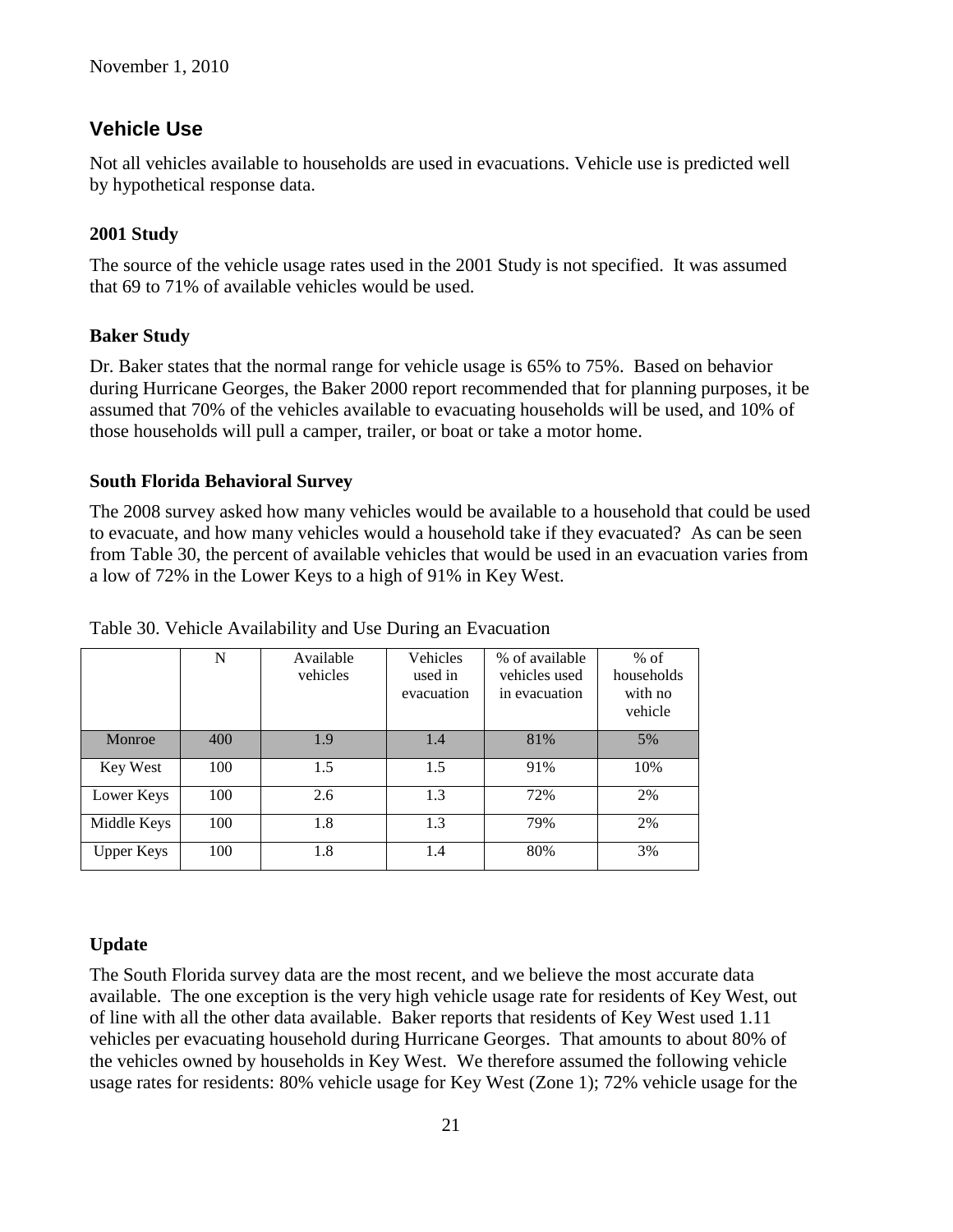## Vehicle Use

Not all vehicles available to households are used in evacuations. Vehicle use is predicted well by hypothetical response data.

### 2001 Study

The source of the vehicle usage rates used in the 2001 Study is not specified. It was assumed that 69 to 71% of available vehicles would be used.

### Baker Study

Dr. Baker states that the normal range for vehicle usage is 65% to 75%. Based on behavior during Hurricane Georges, the Baker 2000 report recommended that for planning purposes, it be assumed that 70% of the vehicles available to evacuating households will be used, and 10% of those households will pull a camper, trailer, or boat or take a motor home.

### South Florida Behavioral Survey

The 2008 survey asked how many vehicles would be available to a household that could be used to evacuate, and how many vehicles would a household take if they evacuated? As can be seen from Table 30, the percent of available vehicles that would be used in an evacuation varies from a low of 72% in the Lower Keys to a high of 91% in Key West.

Table 30. Vehicle Availability and Use During an Evacuation

| | N | Available vehicles | Vehicles used in evacuation | % of available vehicles used in evacuation | % of households with no vehicle |
|---|---|---|---|---|---|
| Monroe | 400 | 1.9 | 1.4 | 81% | 5% |
| Key West | 100 | 1.5 | 1.5 | 91% | 10% |
| Lower Keys | 100 | 2.6 | 1.3 | 72% | 2% |
| Middle Keys | 100 | 1.8 | 1.3 | 79% | 2% |
| Upper Keys | 100 | 1.8 | 1.4 | 80% | 3% |

### Update

The South Florida survey data are the most recent, and we believe the most accurate data available. The one exception is the very high vehicle usage rate for residents of Key West, out of line with all the other data available. Baker reports that residents of Key West used 1.11 vehicles per evacuating household during Hurricane Georges. That amounts to about 80% of the vehicles owned by households in Key West. We therefore assumed the following vehicle usage rates for residents: 80% vehicle usage for Key West (Zone 1); 72% vehicle usage for the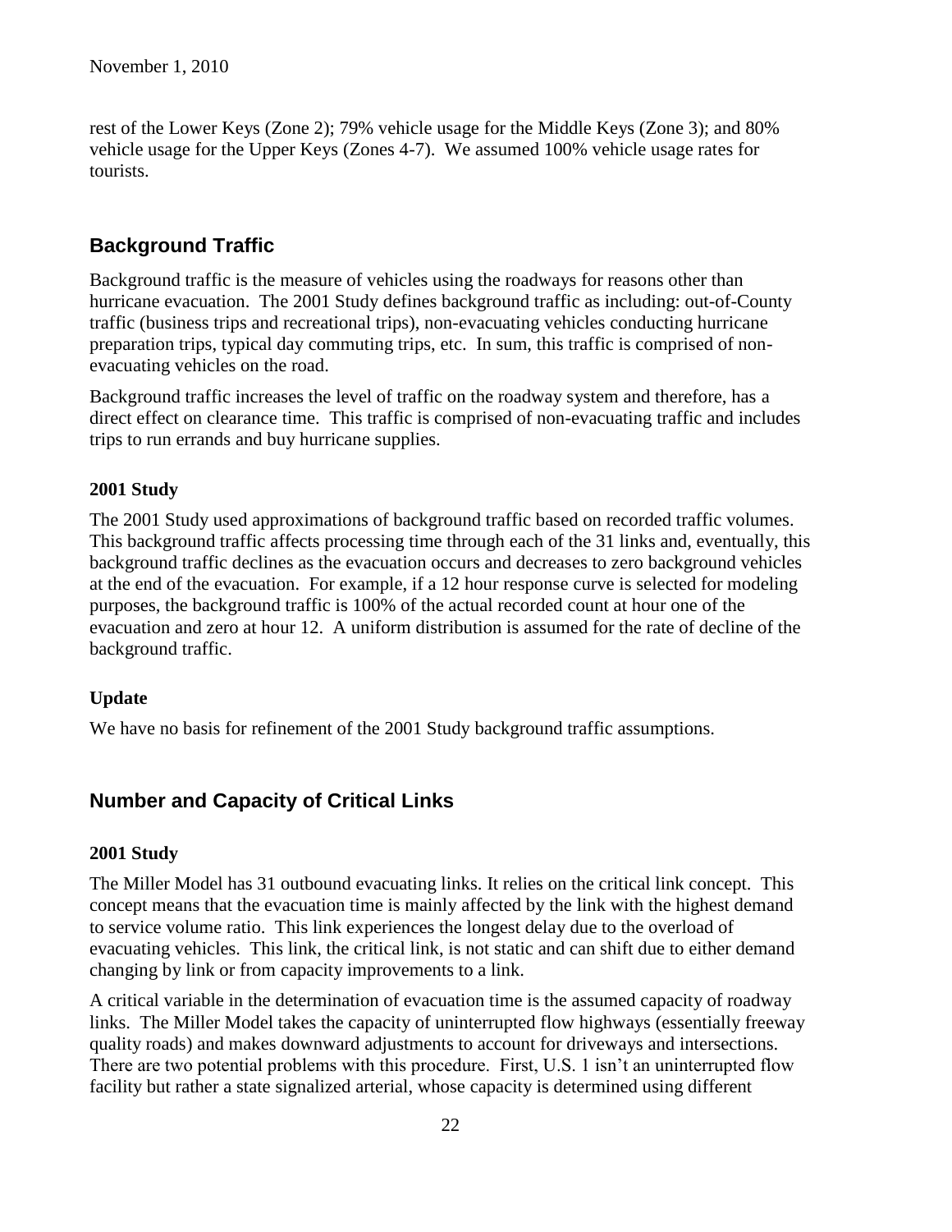rest of the Lower Keys (Zone 2); 79% vehicle usage for the Middle Keys (Zone 3); and 80% vehicle usage for the Upper Keys (Zones 4-7). We assumed 100% vehicle usage rates for tourists.

## Background Traffic

Background traffic is the measure of vehicles using the roadways for reasons other than hurricane evacuation. The 2001 Study defines background traffic as including: out-of-County traffic (business trips and recreational trips), non-evacuating vehicles conducting hurricane preparation trips, typical day commuting trips, etc. In sum, this traffic is comprised of non-evacuating vehicles on the road.

Background traffic increases the level of traffic on the roadway system and therefore, has a direct effect on clearance time. This traffic is comprised of non-evacuating traffic and includes trips to run errands and buy hurricane supplies.

### 2001 Study

The 2001 Study used approximations of background traffic based on recorded traffic volumes. This background traffic affects processing time through each of the 31 links and, eventually, this background traffic declines as the evacuation occurs and decreases to zero background vehicles at the end of the evacuation. For example, if a 12 hour response curve is selected for modeling purposes, the background traffic is 100% of the actual recorded count at hour one of the evacuation and zero at hour 12. A uniform distribution is assumed for the rate of decline of the background traffic.

### Update

We have no basis for refinement of the 2001 Study background traffic assumptions.

## Number and Capacity of Critical Links

### 2001 Study

The Miller Model has 31 outbound evacuating links. It relies on the critical link concept. This concept means that the evacuation time is mainly affected by the link with the highest demand to service volume ratio. This link experiences the longest delay due to the overload of evacuating vehicles. This link, the critical link, is not static and can shift due to either demand changing by link or from capacity improvements to a link.

A critical variable in the determination of evacuation time is the assumed capacity of roadway links. The Miller Model takes the capacity of uninterrupted flow highways (essentially freeway quality roads) and makes downward adjustments to account for driveways and intersections. There are two potential problems with this procedure. First, U.S. 1 isn't an uninterrupted flow facility but rather a state signalized arterial, whose capacity is determined using different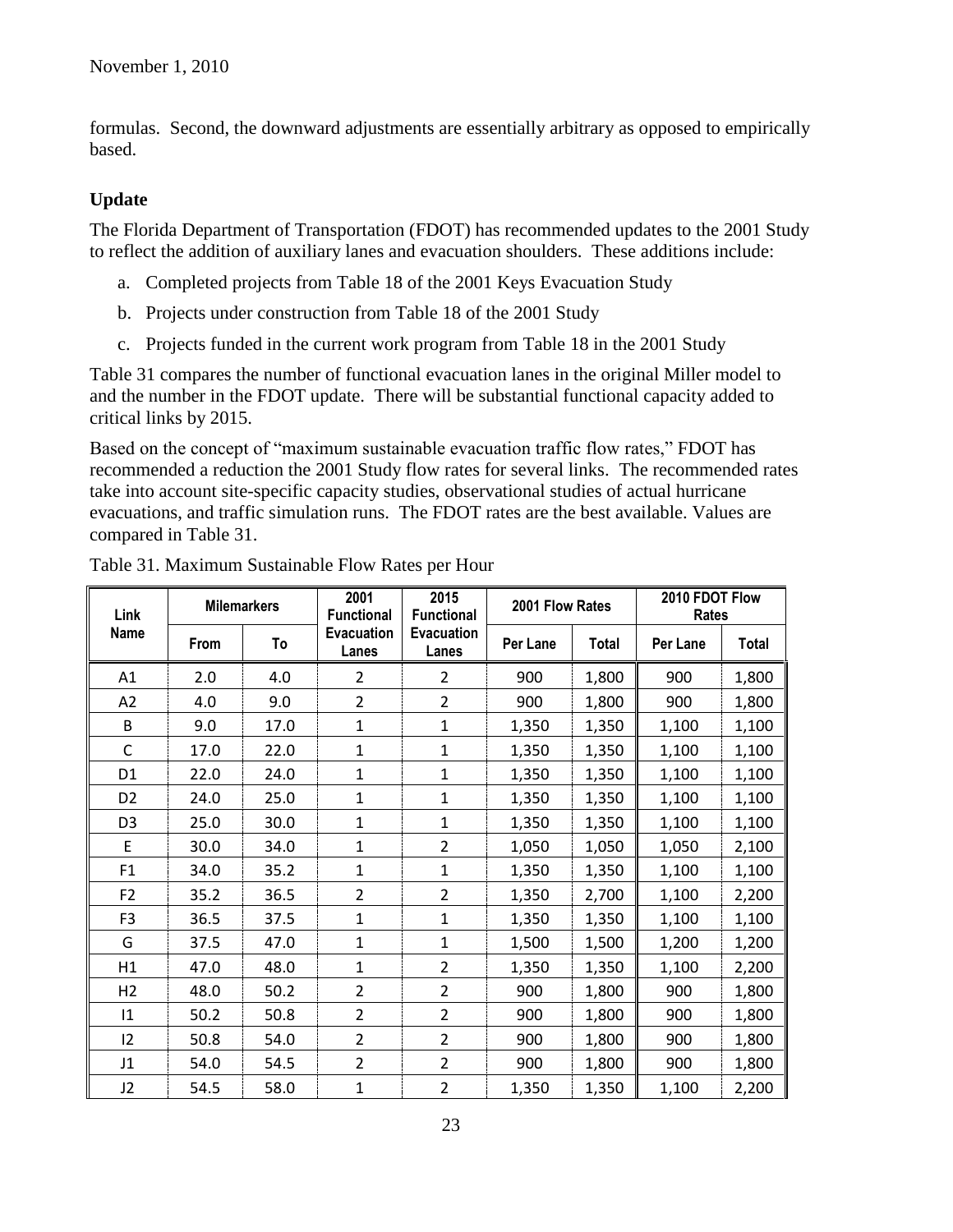formulas. Second, the downward adjustments are essentially arbitrary as opposed to empirically based.

### Update

The Florida Department of Transportation (FDOT) has recommended updates to the 2001 Study to reflect the addition of auxiliary lanes and evacuation shoulders. These additions include:

a. Completed projects from Table 18 of the 2001 Keys Evacuation Study
b. Projects under construction from Table 18 of the 2001 Study
c. Projects funded in the current work program from Table 18 in the 2001 Study

Table 31 compares the number of functional evacuation lanes in the original Miller model to and the number in the FDOT update. There will be substantial functional capacity added to critical links by 2015.

Based on the concept of "maximum sustainable evacuation traffic flow rates," FDOT has recommended a reduction the 2001 Study flow rates for several links. The recommended rates take into account site-specific capacity studies, observational studies of actual hurricane evacuations, and traffic simulation runs. The FDOT rates are the best available. Values are compared in Table 31.

Table 31. Maximum Sustainable Flow Rates per Hour

| Link Name | Milemarkers | | 2001 Functional Evacuation Lanes | 2015 Functional Evacuation Lanes | 2001 Flow Rates | | 2010 FDOT Flow Rates | |
|---|---|---|---|---|---|---|---|---|
| | From | To | | | Per Lane | Total | Per Lane | Total |
| A1 | 2.0 | 4.0 | 2 | 2 | 900 | 1,800 | 900 | 1,800 |
| A2 | 4.0 | 9.0 | 2 | 2 | 900 | 1,800 | 900 | 1,800 |
| B | 9.0 | 17.0 | 1 | 1 | 1,350 | 1,350 | 1,100 | 1,100 |
| C | 17.0 | 22.0 | 1 | 1 | 1,350 | 1,350 | 1,100 | 1,100 |
| D1 | 22.0 | 24.0 | 1 | 1 | 1,350 | 1,350 | 1,100 | 1,100 |
| D2 | 24.0 | 25.0 | 1 | 1 | 1,350 | 1,350 | 1,100 | 1,100 |
| D3 | 25.0 | 30.0 | 1 | 1 | 1,350 | 1,350 | 1,100 | 1,100 |
| E | 30.0 | 34.0 | 1 | 2 | 1,050 | 1,050 | 1,050 | 2,100 |
| F1 | 34.0 | 35.2 | 1 | 1 | 1,350 | 1,350 | 1,100 | 1,100 |
| F2 | 35.2 | 36.5 | 2 | 2 | 1,350 | 2,700 | 1,100 | 2,200 |
| F3 | 36.5 | 37.5 | 1 | 1 | 1,350 | 1,350 | 1,100 | 1,100 |
| G | 37.5 | 47.0 | 1 | 1 | 1,500 | 1,500 | 1,200 | 1,200 |
| H1 | 47.0 | 48.0 | 1 | 2 | 1,350 | 1,350 | 1,100 | 2,200 |
| H2 | 48.0 | 50.2 | 2 | 2 | 900 | 1,800 | 900 | 1,800 |
| I1 | 50.2 | 50.8 | 2 | 2 | 900 | 1,800 | 900 | 1,800 |
| I2 | 50.8 | 54.0 | 2 | 2 | 900 | 1,800 | 900 | 1,800 |
| J1 | 54.0 | 54.5 | 2 | 2 | 900 | 1,800 | 900 | 1,800 |
| J2 | 54.5 | 58.0 | 1 | 2 | 1,350 | 1,350 | 1,100 | 2,200 |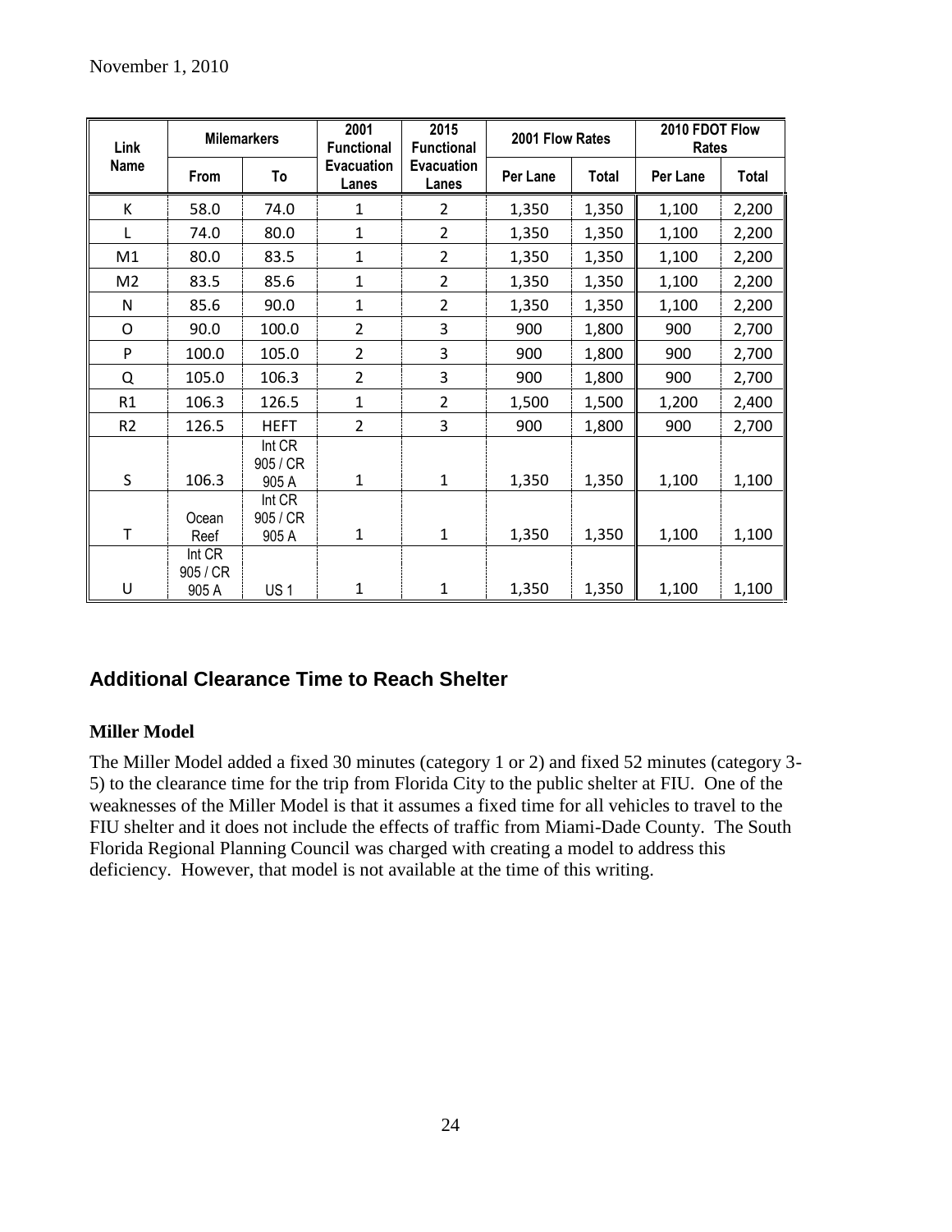November 1, 2010

| Link Name | Milemarkers | | 2001 Functional Evacuation Lanes | 2015 Functional Evacuation Lanes | 2001 Flow Rates | | 2010 FDOT Flow Rates | |
|---|---|---|---|---|---|---|---|---|
| | From | To | | | Per Lane | Total | Per Lane | Total |
| K | 58.0 | 74.0 | 1 | 2 | 1,350 | 1,350 | 1,100 | 2,200 |
| L | 74.0 | 80.0 | 1 | 2 | 1,350 | 1,350 | 1,100 | 2,200 |
| M1 | 80.0 | 83.5 | 1 | 2 | 1,350 | 1,350 | 1,100 | 2,200 |
| M2 | 83.5 | 85.6 | 1 | 2 | 1,350 | 1,350 | 1,100 | 2,200 |
| N | 85.6 | 90.0 | 1 | 2 | 1,350 | 1,350 | 1,100 | 2,200 |
| O | 90.0 | 100.0 | 2 | 3 | 900 | 1,800 | 900 | 2,700 |
| P | 100.0 | 105.0 | 2 | 3 | 900 | 1,800 | 900 | 2,700 |
| Q | 105.0 | 106.3 | 2 | 3 | 900 | 1,800 | 900 | 2,700 |
| R1 | 106.3 | 126.5 | 1 | 2 | 1,500 | 1,500 | 1,200 | 2,400 |
| R2 | 126.5 | HEFT | 2 | 3 | 900 | 1,800 | 900 | 2,700 |
| S | 106.3 | Int CR 905 / CR 905 A | 1 | 1 | 1,350 | 1,350 | 1,100 | 1,100 |
| T | Ocean Reef | Int CR 905 / CR 905 A | 1 | 1 | 1,350 | 1,350 | 1,100 | 1,100 |
| U | Int CR 905 / CR 905 A | US 1 | 1 | 1 | 1,350 | 1,350 | 1,100 | 1,100 |

## Additional Clearance Time to Reach Shelter

### Miller Model

The Miller Model added a fixed 30 minutes (category 1 or 2) and fixed 52 minutes (category 3-5) to the clearance time for the trip from Florida City to the public shelter at FIU. One of the weaknesses of the Miller Model is that it assumes a fixed time for all vehicles to travel to the FIU shelter and it does not include the effects of traffic from Miami-Dade County. The South Florida Regional Planning Council was charged with creating a model to address this deficiency. However, that model is not available at the time of this writing.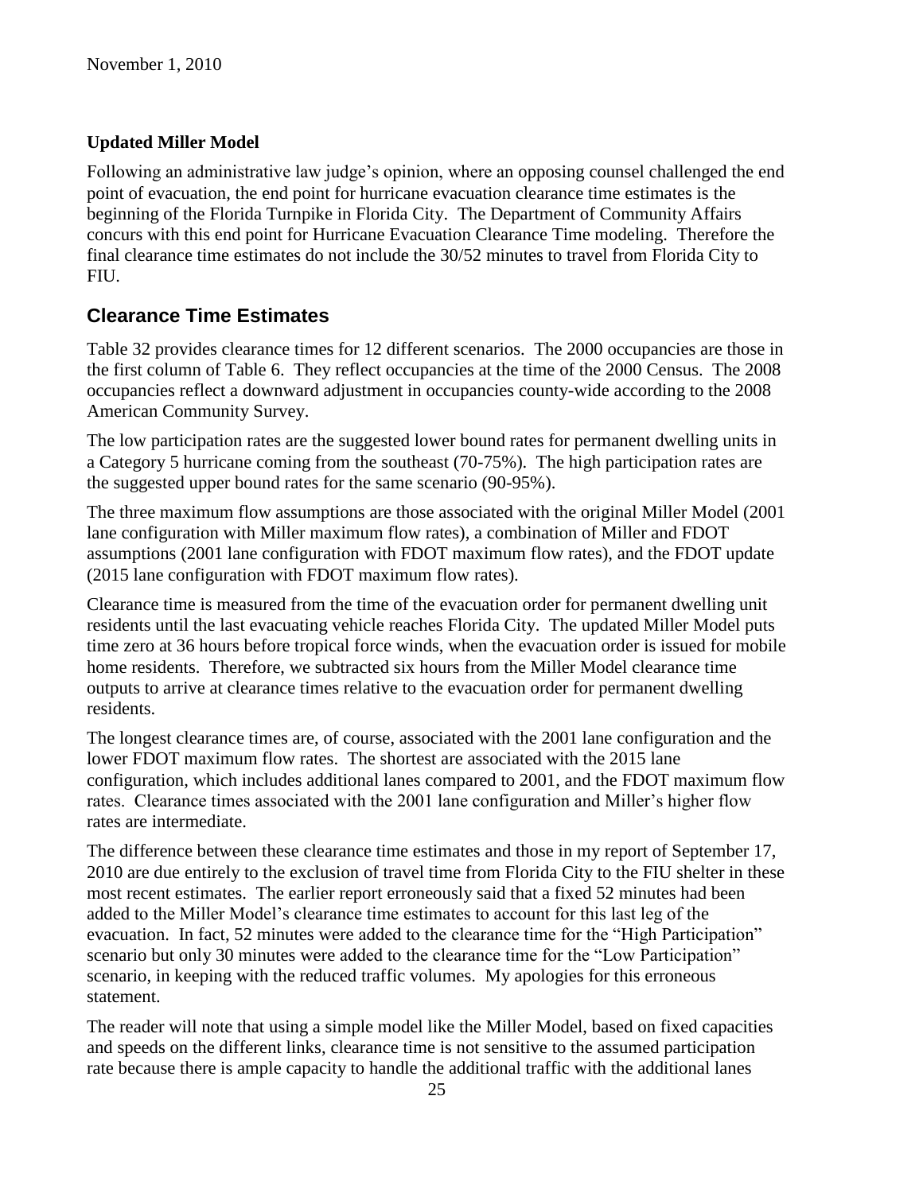November 1, 2010

**Updated Miller Model**

Following an administrative law judge's opinion, where an opposing counsel challenged the end point of evacuation, the end point for hurricane evacuation clearance time estimates is the beginning of the Florida Turnpike in Florida City. The Department of Community Affairs concurs with this end point for Hurricane Evacuation Clearance Time modeling. Therefore the final clearance time estimates do not include the 30/52 minutes to travel from Florida City to FIU.

## Clearance Time Estimates

Table 32 provides clearance times for 12 different scenarios. The 2000 occupancies are those in the first column of Table 6. They reflect occupancies at the time of the 2000 Census. The 2008 occupancies reflect a downward adjustment in occupancies county-wide according to the 2008 American Community Survey.

The low participation rates are the suggested lower bound rates for permanent dwelling units in a Category 5 hurricane coming from the southeast (70-75%). The high participation rates are the suggested upper bound rates for the same scenario (90-95%).

The three maximum flow assumptions are those associated with the original Miller Model (2001 lane configuration with Miller maximum flow rates), a combination of Miller and FDOT assumptions (2001 lane configuration with FDOT maximum flow rates), and the FDOT update (2015 lane configuration with FDOT maximum flow rates).

Clearance time is measured from the time of the evacuation order for permanent dwelling unit residents until the last evacuating vehicle reaches Florida City. The updated Miller Model puts time zero at 36 hours before tropical force winds, when the evacuation order is issued for mobile home residents. Therefore, we subtracted six hours from the Miller Model clearance time outputs to arrive at clearance times relative to the evacuation order for permanent dwelling residents.

The longest clearance times are, of course, associated with the 2001 lane configuration and the lower FDOT maximum flow rates. The shortest are associated with the 2015 lane configuration, which includes additional lanes compared to 2001, and the FDOT maximum flow rates. Clearance times associated with the 2001 lane configuration and Miller's higher flow rates are intermediate.

The difference between these clearance time estimates and those in my report of September 17, 2010 are due entirely to the exclusion of travel time from Florida City to the FIU shelter in these most recent estimates. The earlier report erroneously said that a fixed 52 minutes had been added to the Miller Model's clearance time estimates to account for this last leg of the evacuation. In fact, 52 minutes were added to the clearance time for the "High Participation" scenario but only 30 minutes were added to the clearance time for the "Low Participation" scenario, in keeping with the reduced traffic volumes. My apologies for this erroneous statement.

The reader will note that using a simple model like the Miller Model, based on fixed capacities and speeds on the different links, clearance time is not sensitive to the assumed participation rate because there is ample capacity to handle the additional traffic with the additional lanes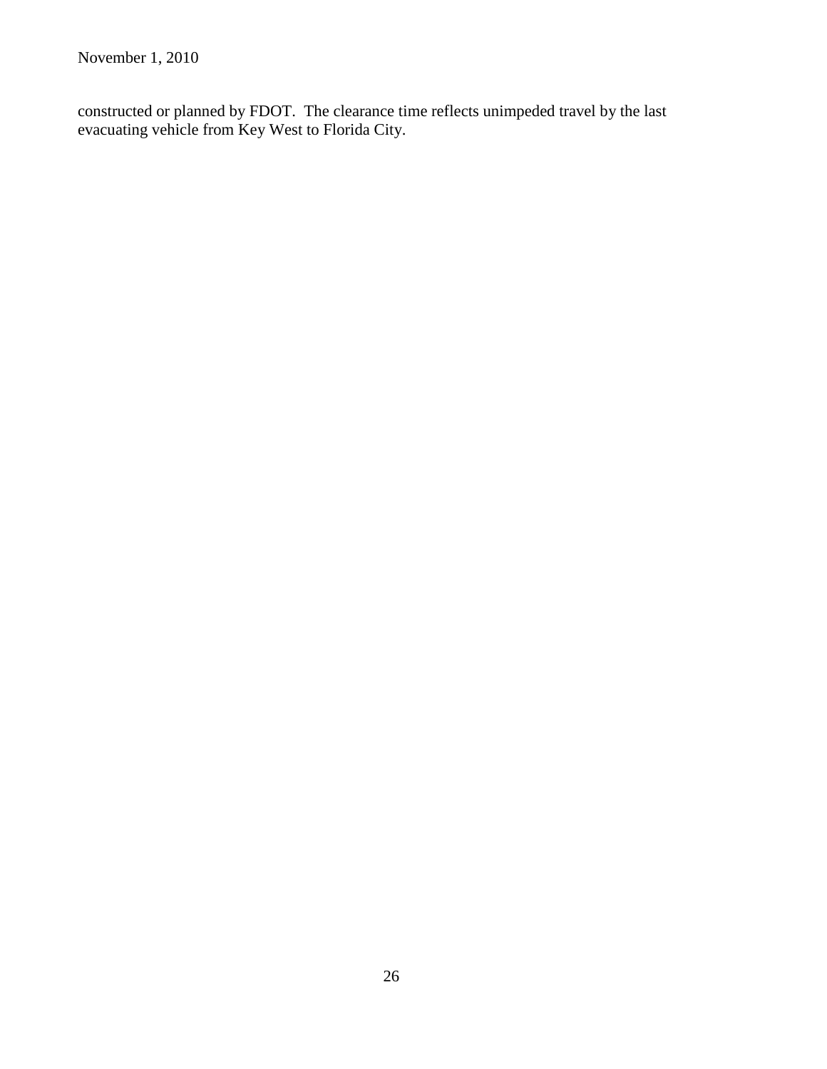constructed or planned by FDOT.  The clearance time reflects unimpeded travel by the last evacuating vehicle from Key West to Florida City.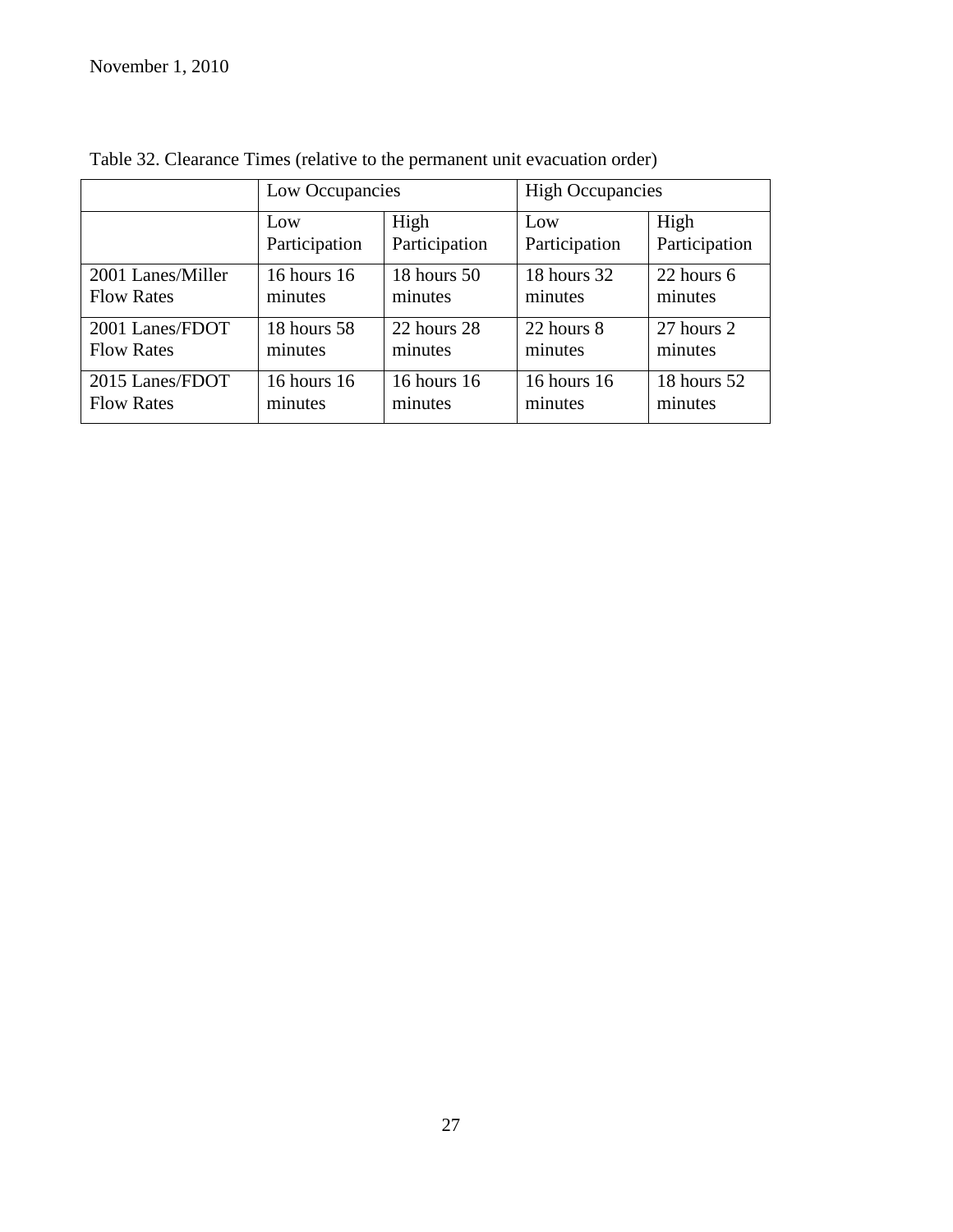Table 32. Clearance Times (relative to the permanent unit evacuation order)

| | Low Occupancies | | High Occupancies | |
|---|---|---|---|---|
| | Low Participation | High Participation | Low Participation | High Participation |
| 2001 Lanes/Miller Flow Rates | 16 hours 16 minutes | 18 hours 50 minutes | 18 hours 32 minutes | 22 hours 6 minutes |
| 2001 Lanes/FDOT Flow Rates | 18 hours 58 minutes | 22 hours 28 minutes | 22 hours 8 minutes | 27 hours 2 minutes |
| 2015 Lanes/FDOT Flow Rates | 16 hours 16 minutes | 16 hours 16 minutes | 16 hours 16 minutes | 18 hours 52 minutes |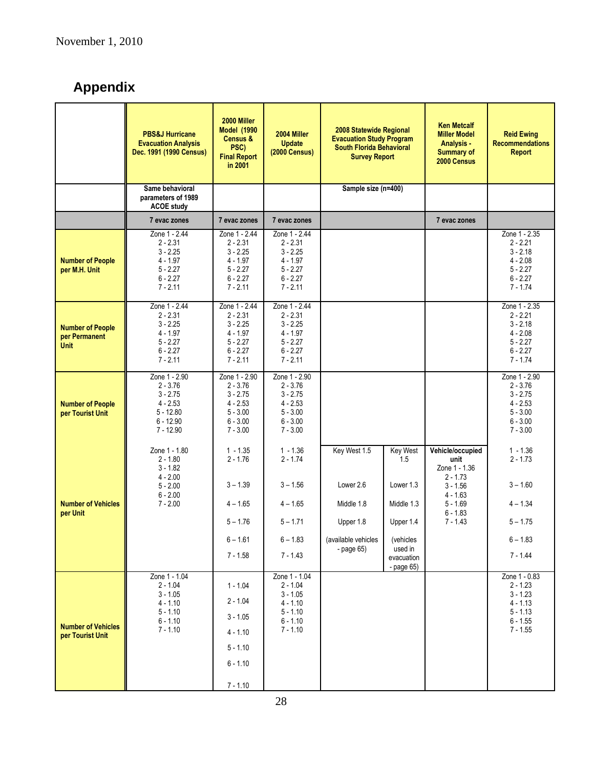November 1, 2010

## Appendix

| | PBS&J Hurricane Evacuation Analysis Dec. 1991 (1990 Census) | 2000 Miller Model (1990 Census & PSC) Final Report in 2001 | 2004 Miller Update (2000 Census) | 2008 Statewide Regional Evacuation Study Program South Florida Behavioral Survey Report | | Ken Metcalf Miller Model Analysis - Summary of 2000 Census | Reid Ewing Recommendations Report |
|---|---|---|---|---|---|---|---|
| | Same behavioral parameters of 1989 ACOE study | | | Sample size (n=400) | | | |
| | 7 evac zones | 7 evac zones | 7 evac zones | | | 7 evac zones | |
| **Number of People per M.H. Unit** | Zone 1 - 2.44<br>2 - 2.31<br>3 - 2.25<br>4 - 1.97<br>5 - 2.27<br>6 - 2.27<br>7 - 2.11 | Zone 1 - 2.44<br>2 - 2.31<br>3 - 2.25<br>4 - 1.97<br>5 - 2.27<br>6 - 2.27<br>7 - 2.11 | Zone 1 - 2.44<br>2 - 2.31<br>3 - 2.25<br>4 - 1.97<br>5 - 2.27<br>6 - 2.27<br>7 - 2.11 | | | | Zone 1 - 2.35<br>2 - 2.21<br>3 - 2.18<br>4 - 2.08<br>5 - 2.27<br>6 - 2.27<br>7 - 1.74 |
| **Number of People per Permanent Unit** | Zone 1 - 2.44<br>2 - 2.31<br>3 - 2.25<br>4 - 1.97<br>5 - 2.27<br>6 - 2.27<br>7 - 2.11 | Zone 1 - 2.44<br>2 - 2.31<br>3 - 2.25<br>4 - 1.97<br>5 - 2.27<br>6 - 2.27<br>7 - 2.11 | Zone 1 - 2.44<br>2 - 2.31<br>3 - 2.25<br>4 - 1.97<br>5 - 2.27<br>6 - 2.27<br>7 - 2.11 | | | | Zone 1 - 2.35<br>2 - 2.21<br>3 - 2.18<br>4 - 2.08<br>5 - 2.27<br>6 - 2.27<br>7 - 1.74 |
| **Number of People per Tourist Unit** | Zone 1 - 2.90<br>2 - 3.76<br>3 - 2.75<br>4 - 2.53<br>5 - 12.80<br>6 - 12.90<br>7 - 12.90 | Zone 1 - 2.90<br>2 - 3.76<br>3 - 2.75<br>4 - 2.53<br>5 - 3.00<br>6 - 3.00<br>7 - 3.00 | Zone 1 - 2.90<br>2 - 3.76<br>3 - 2.75<br>4 - 2.53<br>5 - 3.00<br>6 - 3.00<br>7 - 3.00 | | | | Zone 1 - 2.90<br>2 - 3.76<br>3 - 2.75<br>4 - 2.53<br>5 - 3.00<br>6 - 3.00<br>7 - 3.00 |
| **Number of Vehicles per Unit** | Zone 1 - 1.80<br>2 - 1.80<br>3 - 1.82<br>4 - 2.00<br>5 - 2.00<br>6 - 2.00<br>7 - 2.00 | 1 - 1.35<br>2 - 1.76<br>3 – 1.39<br>4 – 1.65<br>5 – 1.76<br>6 – 1.61<br>7 - 1.58 | 1 - 1.36<br>2 - 1.74<br>3 – 1.56<br>4 – 1.65<br>5 – 1.71<br>6 – 1.83<br>7 - 1.43 | Key West 1.5<br>Lower 2.6<br>Middle 1.8<br>Upper 1.8<br>(available vehicles - page 65) | Key West 1.5<br>Lower 1.3<br>Middle 1.3<br>Upper 1.4<br>(vehicles used in evacuation - page 65) | **Vehicle/occupied unit**<br>Zone 1 - 1.36<br>2 - 1.73<br>3 - 1.56<br>4 - 1.63<br>5 - 1.69<br>6 - 1.83<br>7 - 1.43 | 1 - 1.36<br>2 - 1.73<br>3 – 1.60<br>4 – 1.34<br>5 – 1.75<br>6 – 1.83<br>7 - 1.44 |
| **Number of Vehicles per Tourist Unit** | Zone 1 - 1.04<br>2 - 1.04<br>3 - 1.05<br>4 - 1.10<br>5 - 1.10<br>6 - 1.10<br>7 - 1.10 | 1 - 1.04<br>2 - 1.04<br>3 - 1.05<br>4 - 1.10<br>5 - 1.10<br>6 - 1.10<br>7 - 1.10 | Zone 1 - 1.04<br>2 - 1.04<br>3 - 1.05<br>4 - 1.10<br>5 - 1.10<br>6 - 1.10<br>7 - 1.10 | | | | Zone 1 - 0.83<br>2 - 1.23<br>3 - 1.23<br>4 - 1.13<br>5 - 1.13<br>6 - 1.55<br>7 - 1.55 |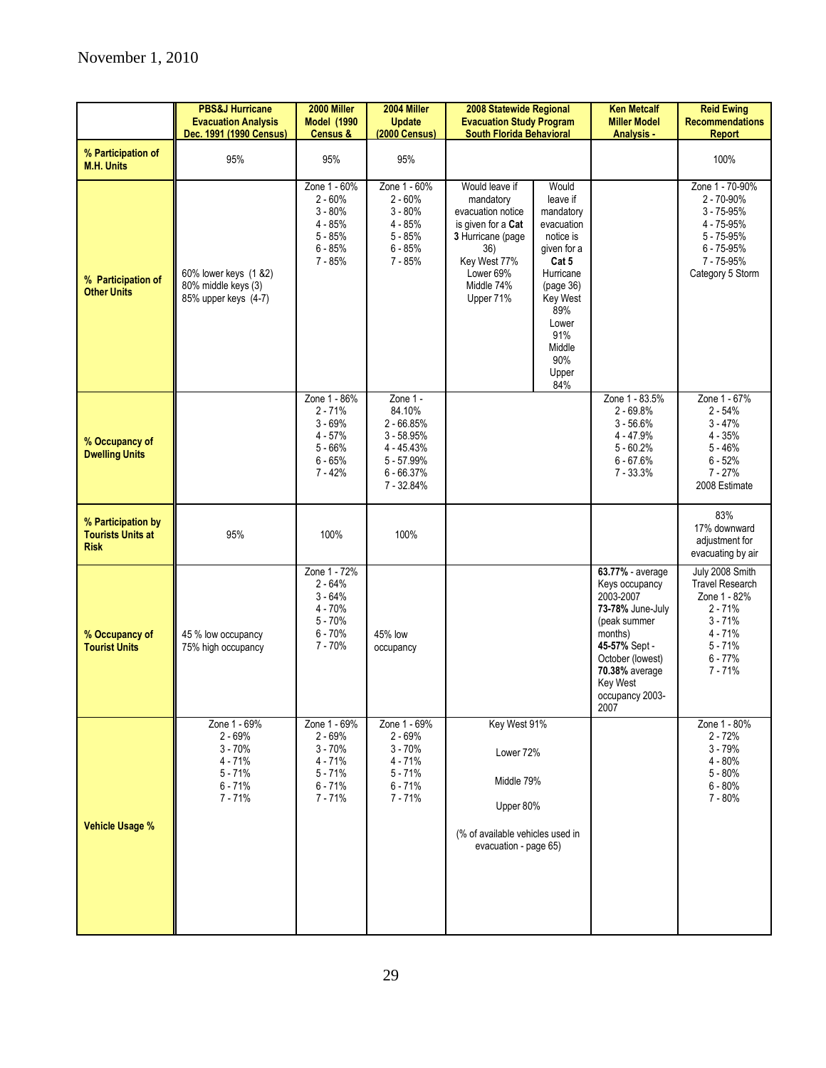November 1, 2010

| | PBS&J Hurricane Evacuation Analysis Dec. 1991 (1990 Census) | 2000 Miller Model (1990 Census & | 2004 Miller Update (2000 Census) | 2008 Statewide Regional Evacuation Study Program South Florida Behavioral | | Ken Metcalf Miller Model Analysis - | Reid Ewing Recommendations Report |
|---|---|---|---|---|---|---|---|
| **% Participation of M.H. Units** | 95% | 95% | 95% | | | | 100% |
| **% Participation of Other Units** | 60% lower keys (1 &2)<br>80% middle keys (3)<br>85% upper keys (4-7) | Zone 1 - 60%<br>2 - 60%<br>3 - 80%<br>4 - 85%<br>5 - 85%<br>6 - 85%<br>7 - 85% | Zone 1 - 60%<br>2 - 60%<br>3 - 80%<br>4 - 85%<br>5 - 85%<br>6 - 85%<br>7 - 85% | Would leave if mandatory evacuation notice is given for a **Cat 3** Hurricane (page 36)<br>Key West 77%<br>Lower 69%<br>Middle 74%<br>Upper 71% | Would leave if mandatory evacuation notice is given for a **Cat 5** Hurricane (page 36)<br>Key West 89%<br>Lower 91%<br>Middle 90%<br>Upper 84% | | Zone 1 - 70-90%<br>2 - 70-90%<br>3 - 75-95%<br>4 - 75-95%<br>5 - 75-95%<br>6 - 75-95%<br>7 - 75-95%<br>Category 5 Storm |
| **% Occupancy of Dwelling Units** | | Zone 1 - 86%<br>2 - 71%<br>3 - 69%<br>4 - 57%<br>5 - 66%<br>6 - 65%<br>7 - 42% | Zone 1 - 84.10%<br>2 - 66.85%<br>3 - 58.95%<br>4 - 45.43%<br>5 - 57.99%<br>6 - 66.37%<br>7 - 32.84% | | | Zone 1 - 83.5%<br>2 - 69.8%<br>3 - 56.6%<br>4 - 47.9%<br>5 - 60.2%<br>6 - 67.6%<br>7 - 33.3% | Zone 1 - 67%<br>2 - 54%<br>3 - 47%<br>4 - 35%<br>5 - 46%<br>6 - 52%<br>7 - 27%<br>2008 Estimate |
| **% Participation by Tourists Units at Risk** | 95% | 100% | 100% | | | | 83%<br>17% downward adjustment for evacuating by air |
| **% Occupancy of Tourist Units** | 45 % low occupancy<br>75% high occupancy | Zone 1 - 72%<br>2 - 64%<br>3 - 64%<br>4 - 70%<br>5 - 70%<br>6 - 70%<br>7 - 70% | 45% low occupancy | | | **63.77%** - average Keys occupancy 2003-2007<br>**73-78%** June-July (peak summer months)<br>**45-57%** Sept - October (lowest)<br>**70.38%** average Key West occupancy 2003-2007 | July 2008 Smith Travel Research<br>Zone 1 - 82%<br>2 - 71%<br>3 - 71%<br>4 - 71%<br>5 - 71%<br>6 - 77%<br>7 - 71% |
| **Vehicle Usage %** | Zone 1 - 69%<br>2 - 69%<br>3 - 70%<br>4 - 71%<br>5 - 71%<br>6 - 71%<br>7 - 71% | Zone 1 - 69%<br>2 - 69%<br>3 - 70%<br>4 - 71%<br>5 - 71%<br>6 - 71%<br>7 - 71% | Zone 1 - 69%<br>2 - 69%<br>3 - 70%<br>4 - 71%<br>5 - 71%<br>6 - 71%<br>7 - 71% | Key West 91%<br>Lower 72%<br>Middle 79%<br>Upper 80%<br>(% of available vehicles used in evacuation - page 65) | | | Zone 1 - 80%<br>2 - 72%<br>3 - 79%<br>4 - 80%<br>5 - 80%<br>6 - 80%<br>7 - 80% |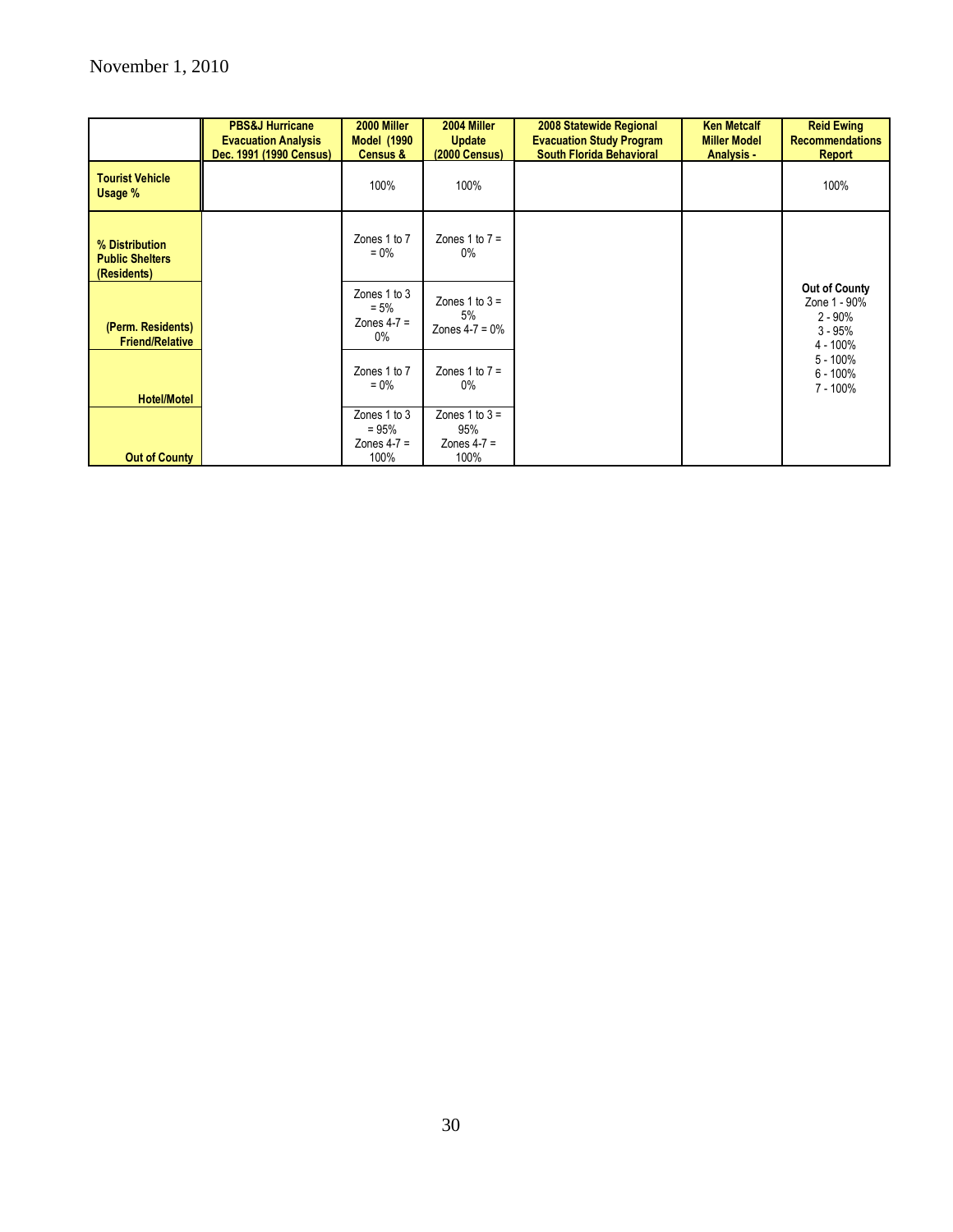November 1, 2010

| | PBS&J Hurricane Evacuation Analysis Dec. 1991 (1990 Census) | 2000 Miller Model (1990 Census & | 2004 Miller Update (2000 Census) | 2008 Statewide Regional Evacuation Study Program South Florida Behavioral | Ken Metcalf Miller Model Analysis - | Reid Ewing Recommendations Report |
|---|---|---|---|---|---|---|
| **Tourist Vehicle Usage %** | | 100% | 100% | | | 100% |
| **% Distribution Public Shelters (Residents)** | | Zones 1 to 7 = 0% | Zones 1 to 7 = 0% | | | **Out of County** Zone 1 - 90% 2 - 90% 3 - 95% 4 - 100% 5 - 100% 6 - 100% 7 - 100% |
| **(Perm. Residents) Friend/Relative** | | Zones 1 to 3 = 5% Zones 4-7 = 0% | Zones 1 to 3 = 5% Zones 4-7 = 0% | | | |
| **Hotel/Motel** | | Zones 1 to 7 = 0% | Zones 1 to 7 = 0% | | | |
| **Out of County** | | Zones 1 to 3 = 95% Zones 4-7 = 100% | Zones 1 to 3 = 95% Zones 4-7 = 100% | | | |